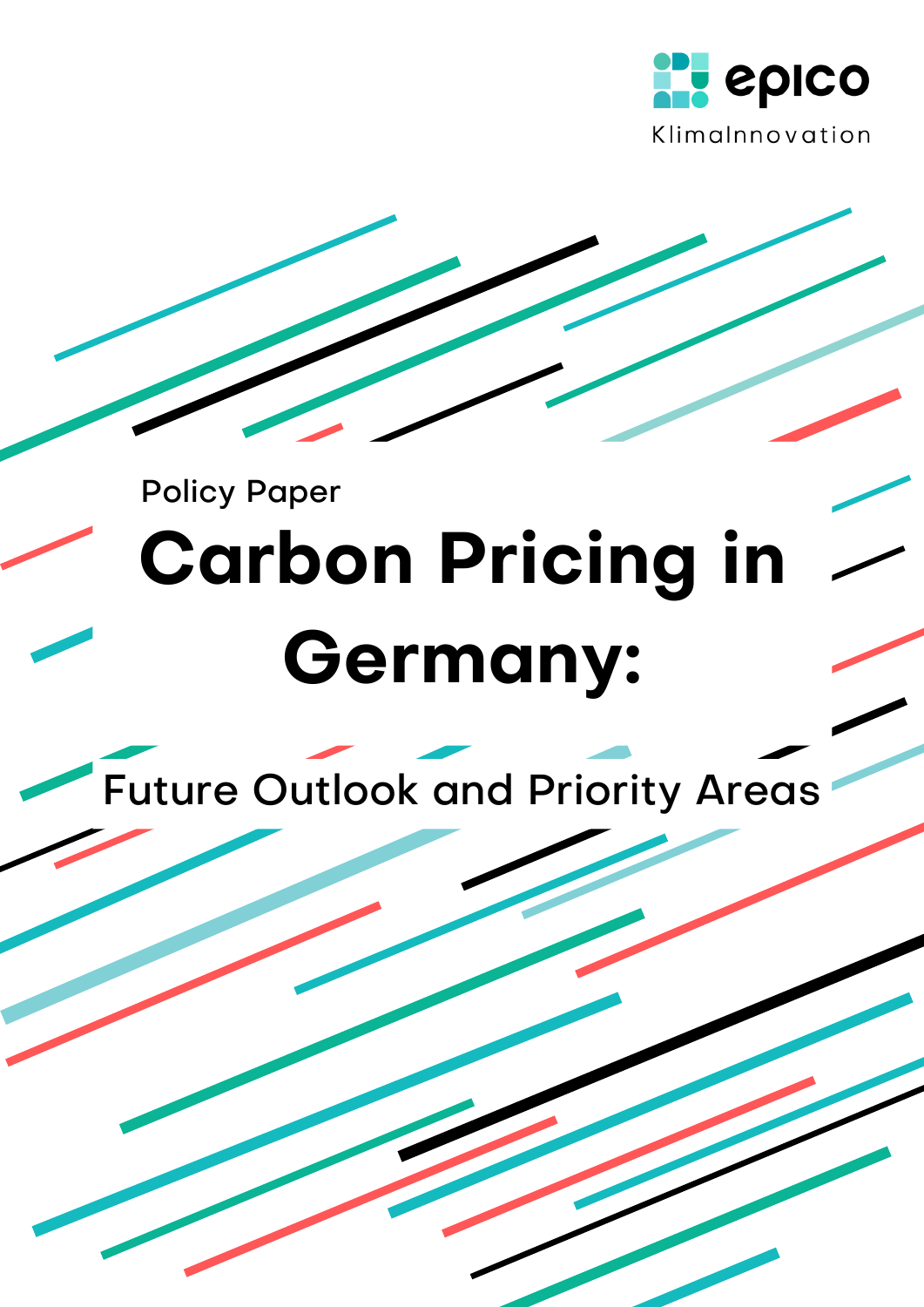epico KlimaInnovation

Policy Paper

# Carbon Pricing in Germany:

## Future Outlook and Priority Areas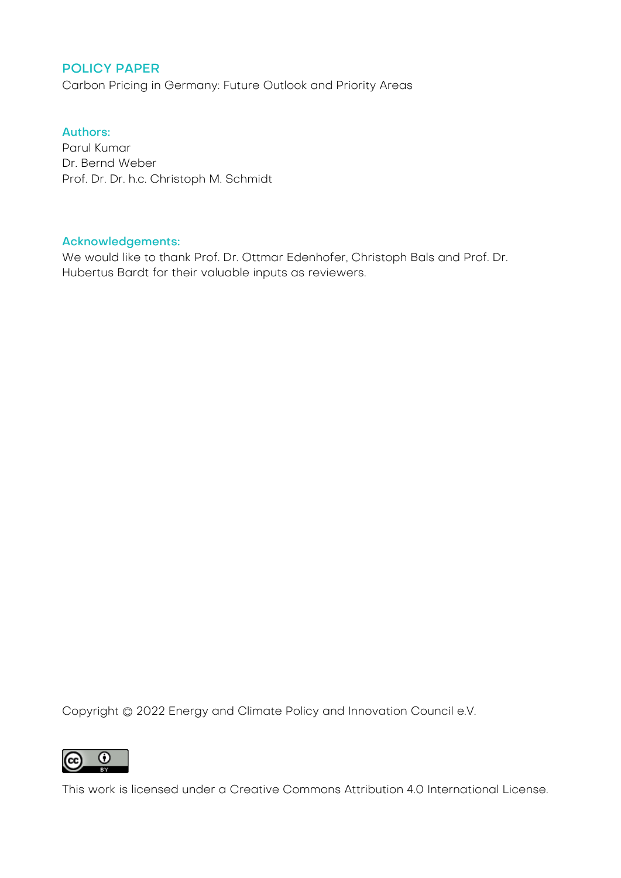**POLICY PAPER**

Carbon Pricing in Germany: Future Outlook and Priority Areas

**Authors:**

Parul Kumar
Dr. Bernd Weber
Prof. Dr. Dr. h.c. Christoph M. Schmidt

**Acknowledgements:**

We would like to thank Prof. Dr. Ottmar Edenhofer, Christoph Bals and Prof. Dr. Hubertus Bardt for their valuable inputs as reviewers.

Copyright © 2022 Energy and Climate Policy and Innovation Council e.V.

This work is licensed under a Creative Commons Attribution 4.0 International License.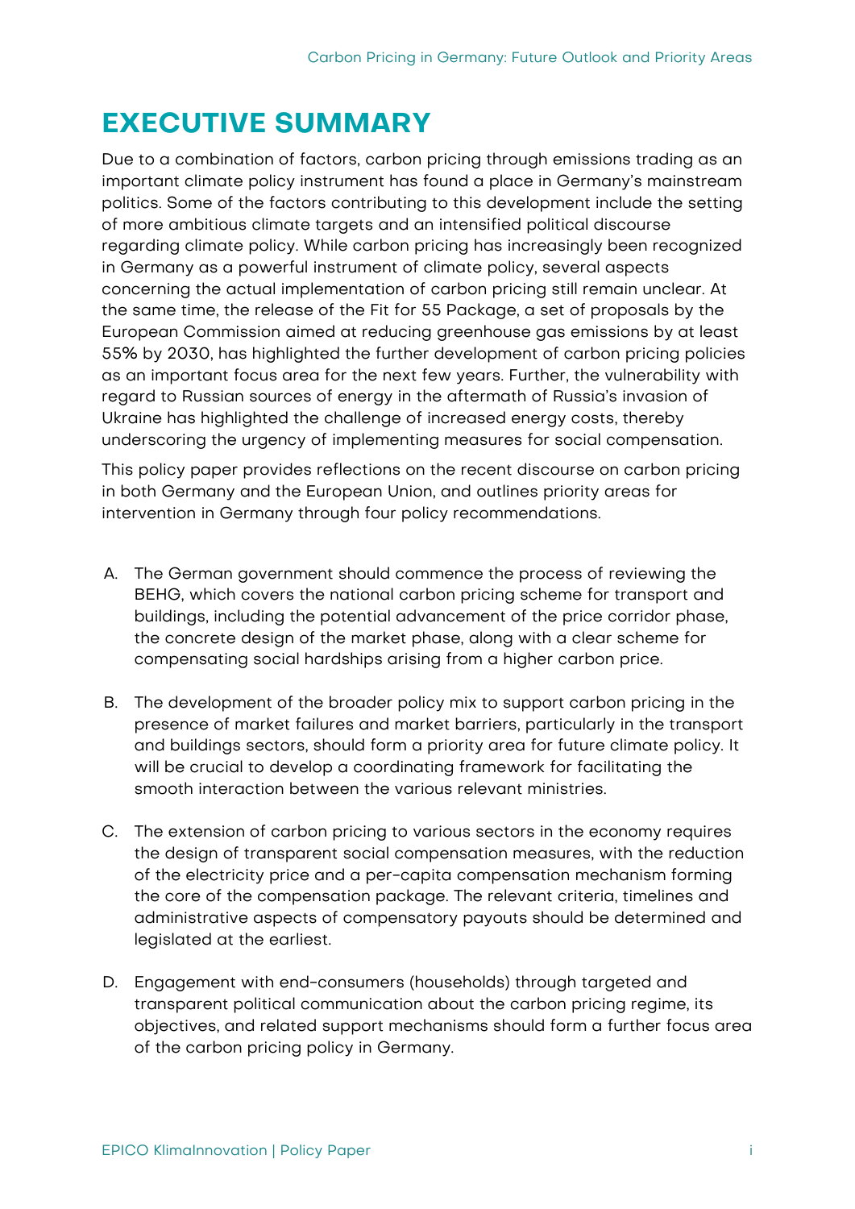# EXECUTIVE SUMMARY

Due to a combination of factors, carbon pricing through emissions trading as an important climate policy instrument has found a place in Germany's mainstream politics. Some of the factors contributing to this development include the setting of more ambitious climate targets and an intensified political discourse regarding climate policy. While carbon pricing has increasingly been recognized in Germany as a powerful instrument of climate policy, several aspects concerning the actual implementation of carbon pricing still remain unclear. At the same time, the release of the Fit for 55 Package, a set of proposals by the European Commission aimed at reducing greenhouse gas emissions by at least 55% by 2030, has highlighted the further development of carbon pricing policies as an important focus area for the next few years. Further, the vulnerability with regard to Russian sources of energy in the aftermath of Russia's invasion of Ukraine has highlighted the challenge of increased energy costs, thereby underscoring the urgency of implementing measures for social compensation.

This policy paper provides reflections on the recent discourse on carbon pricing in both Germany and the European Union, and outlines priority areas for intervention in Germany through four policy recommendations.

A. The German government should commence the process of reviewing the BEHG, which covers the national carbon pricing scheme for transport and buildings, including the potential advancement of the price corridor phase, the concrete design of the market phase, along with a clear scheme for compensating social hardships arising from a higher carbon price.

B. The development of the broader policy mix to support carbon pricing in the presence of market failures and market barriers, particularly in the transport and buildings sectors, should form a priority area for future climate policy. It will be crucial to develop a coordinating framework for facilitating the smooth interaction between the various relevant ministries.

C. The extension of carbon pricing to various sectors in the economy requires the design of transparent social compensation measures, with the reduction of the electricity price and a per-capita compensation mechanism forming the core of the compensation package. The relevant criteria, timelines and administrative aspects of compensatory payouts should be determined and legislated at the earliest.

D. Engagement with end-consumers (households) through targeted and transparent political communication about the carbon pricing regime, its objectives, and related support mechanisms should form a further focus area of the carbon pricing policy in Germany.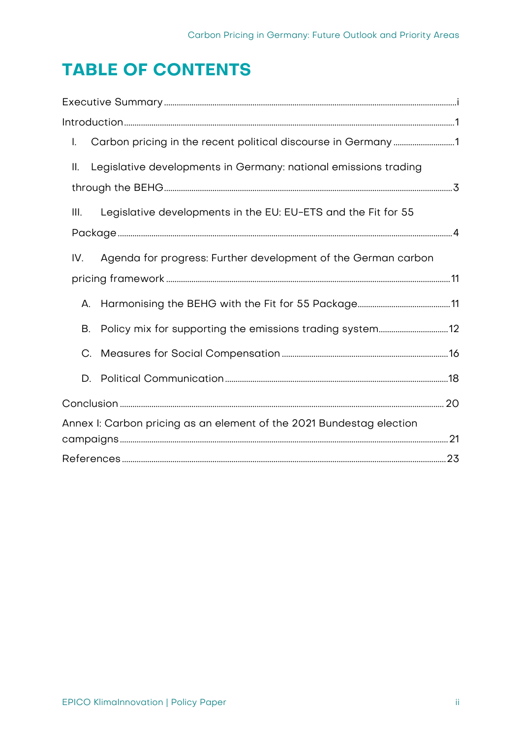# TABLE OF CONTENTS

Executive Summary ..... i

Introduction ..... 1

I. Carbon pricing in the recent political discourse in Germany ..... 1

II. Legislative developments in Germany: national emissions trading through the BEHG ..... 3

III. Legislative developments in the EU: EU-ETS and the Fit for 55 Package ..... 4

IV. Agenda for progress: Further development of the German carbon pricing framework ..... 11

A. Harmonising the BEHG with the Fit for 55 Package ..... 11

B. Policy mix for supporting the emissions trading system ..... 12

C. Measures for Social Compensation ..... 16

D. Political Communication ..... 18

Conclusion ..... 20

Annex I: Carbon pricing as an element of the 2021 Bundestag election campaigns ..... 21

References ..... 23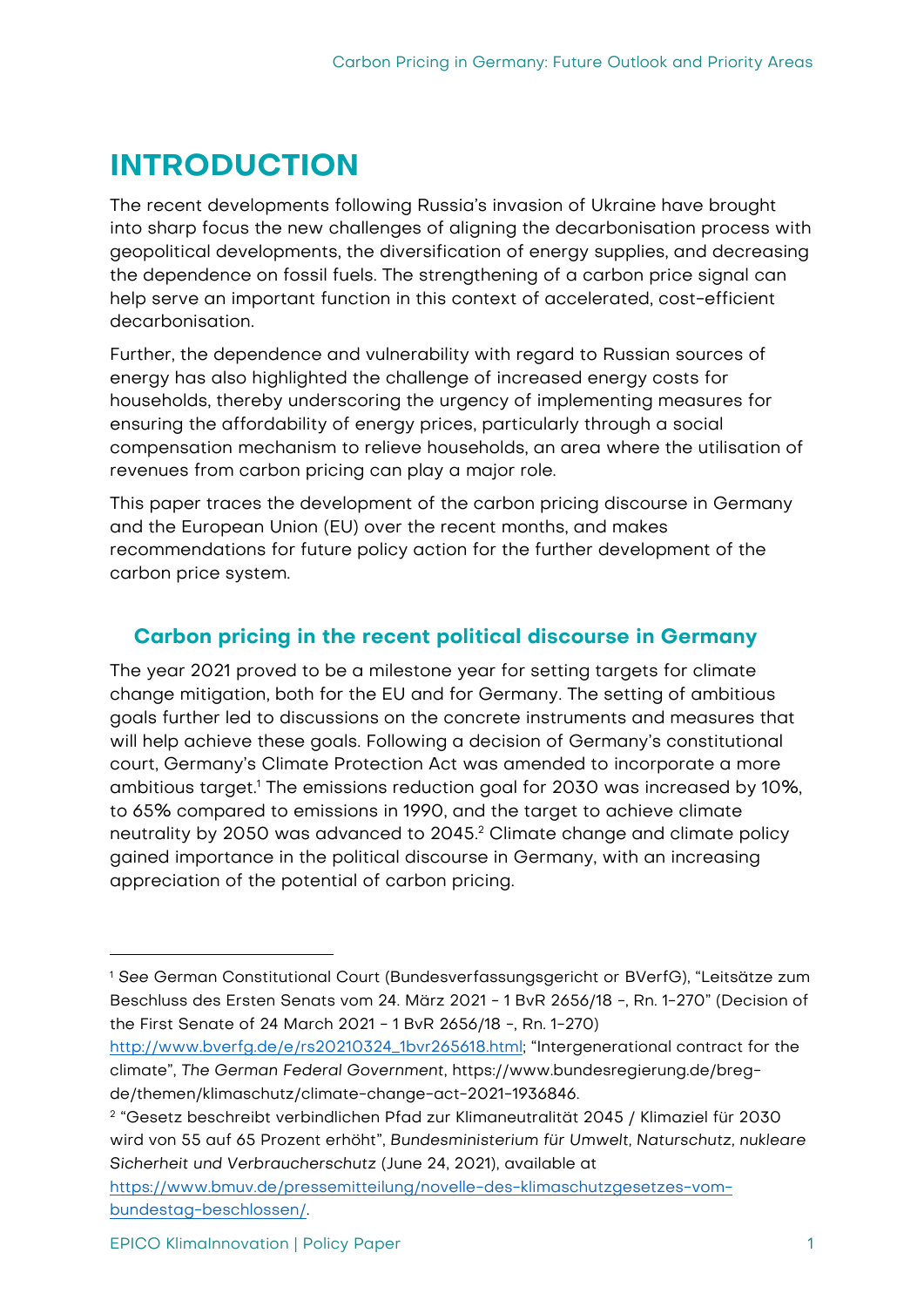# INTRODUCTION

The recent developments following Russia's invasion of Ukraine have brought into sharp focus the new challenges of aligning the decarbonisation process with geopolitical developments, the diversification of energy supplies, and decreasing the dependence on fossil fuels. The strengthening of a carbon price signal can help serve an important function in this context of accelerated, cost-efficient decarbonisation.

Further, the dependence and vulnerability with regard to Russian sources of energy has also highlighted the challenge of increased energy costs for households, thereby underscoring the urgency of implementing measures for ensuring the affordability of energy prices, particularly through a social compensation mechanism to relieve households, an area where the utilisation of revenues from carbon pricing can play a major role.

This paper traces the development of the carbon pricing discourse in Germany and the European Union (EU) over the recent months, and makes recommendations for future policy action for the further development of the carbon price system.

## Carbon pricing in the recent political discourse in Germany

The year 2021 proved to be a milestone year for setting targets for climate change mitigation, both for the EU and for Germany. The setting of ambitious goals further led to discussions on the concrete instruments and measures that will help achieve these goals. Following a decision of Germany's constitutional court, Germany's Climate Protection Act was amended to incorporate a more ambitious target.[1] The emissions reduction goal for 2030 was increased by 10%, to 65% compared to emissions in 1990, and the target to achieve climate neutrality by 2050 was advanced to 2045.[2] Climate change and climate policy gained importance in the political discourse in Germany, with an increasing appreciation of the potential of carbon pricing.

---

[1] *See* German Constitutional Court (Bundesverfassungsgericht or BVerfG), "Leitsätze zum Beschluss des Ersten Senats vom 24. März 2021 - 1 BvR 2656/18 -, Rn. 1-270" (Decision of the First Senate of 24 March 2021 - 1 BvR 2656/18 -, Rn. 1–270) http://www.bverfg.de/e/rs20210324_1bvr265618.html; "Intergenerational contract for the climate", *The German Federal Government*, https://www.bundesregierung.de/breg-de/themen/klimaschutz/climate-change-act-2021-1936846.

[2] "Gesetz beschreibt verbindlichen Pfad zur Klimaneutralität 2045 / Klimaziel für 2030 wird von 55 auf 65 Prozent erhöht", *Bundesministerium für Umwelt, Naturschutz, nukleare Sicherheit und Verbraucherschutz* (June 24, 2021), available at https://www.bmuv.de/pressemitteilung/novelle-des-klimaschutzgesetzes-vom-bundestag-beschlossen/.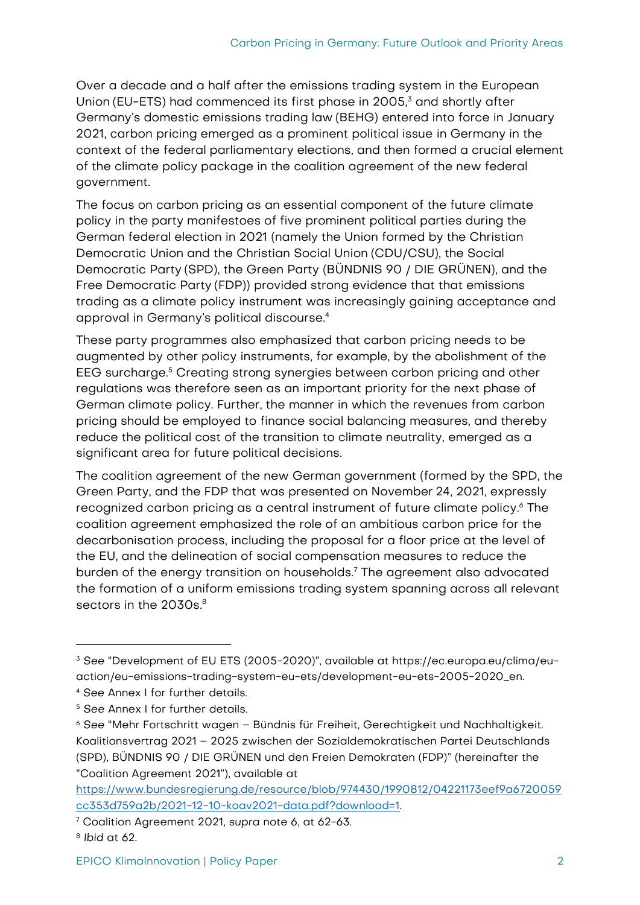Over a decade and a half after the emissions trading system in the European Union (EU-ETS) had commenced its first phase in 2005,[3] and shortly after Germany's domestic emissions trading law (BEHG) entered into force in January 2021, carbon pricing emerged as a prominent political issue in Germany in the context of the federal parliamentary elections, and then formed a crucial element of the climate policy package in the coalition agreement of the new federal government.

The focus on carbon pricing as an essential component of the future climate policy in the party manifestoes of five prominent political parties during the German federal election in 2021 (namely the Union formed by the Christian Democratic Union and the Christian Social Union (CDU/CSU), the Social Democratic Party (SPD), the Green Party (BÜNDNIS 90 / DIE GRÜNEN), and the Free Democratic Party (FDP)) provided strong evidence that that emissions trading as a climate policy instrument was increasingly gaining acceptance and approval in Germany's political discourse.[4]

These party programmes also emphasized that carbon pricing needs to be augmented by other policy instruments, for example, by the abolishment of the EEG surcharge.[5] Creating strong synergies between carbon pricing and other regulations was therefore seen as an important priority for the next phase of German climate policy. Further, the manner in which the revenues from carbon pricing should be employed to finance social balancing measures, and thereby reduce the political cost of the transition to climate neutrality, emerged as a significant area for future political decisions.

The coalition agreement of the new German government (formed by the SPD, the Green Party, and the FDP that was presented on November 24, 2021, expressly recognized carbon pricing as a central instrument of future climate policy.[6] The coalition agreement emphasized the role of an ambitious carbon price for the decarbonisation process, including the proposal for a floor price at the level of the EU, and the delineation of social compensation measures to reduce the burden of the energy transition on households.[7] The agreement also advocated the formation of a uniform emissions trading system spanning across all relevant sectors in the 2030s.[8]

---

[3] *See* "Development of EU ETS (2005-2020)", available at https://ec.europa.eu/clima/eu-action/eu-emissions-trading-system-eu-ets/development-eu-ets-2005-2020_en.

[4] *See* Annex I for further details.

[5] *See* Annex I for further details.

[6] *See* "Mehr Fortschritt wagen – Bündnis für Freiheit, Gerechtigkeit und Nachhaltigkeit. Koalitionsvertrag 2021 – 2025 zwischen der Sozialdemokratischen Partei Deutschlands (SPD), BÜNDNIS 90 / DIE GRÜNEN und den Freien Demokraten (FDP)" (hereinafter the "Coalition Agreement 2021"), available at https://www.bundesregierung.de/resource/blob/974430/1990812/04221173eef9a6720059cc353d759a2b/2021-12-10-koav2021-data.pdf?download=1.

[7] Coalition Agreement 2021, *supra* note 6, at 62-63.

[8] *Ibid* at 62.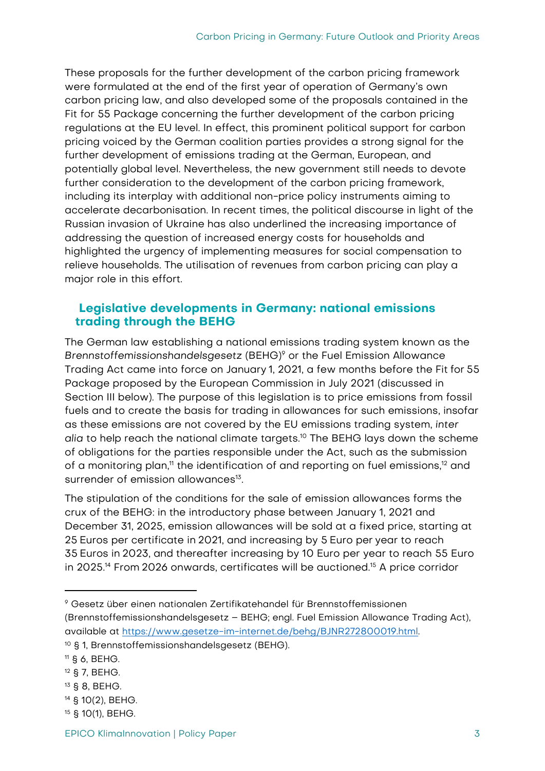These proposals for the further development of the carbon pricing framework were formulated at the end of the first year of operation of Germany's own carbon pricing law, and also developed some of the proposals contained in the Fit for 55 Package concerning the further development of the carbon pricing regulations at the EU level. In effect, this prominent political support for carbon pricing voiced by the German coalition parties provides a strong signal for the further development of emissions trading at the German, European, and potentially global level. Nevertheless, the new government still needs to devote further consideration to the development of the carbon pricing framework, including its interplay with additional non-price policy instruments aiming to accelerate decarbonisation. In recent times, the political discourse in light of the Russian invasion of Ukraine has also underlined the increasing importance of addressing the question of increased energy costs for households and highlighted the urgency of implementing measures for social compensation to relieve households. The utilisation of revenues from carbon pricing can play a major role in this effort.

## Legislative developments in Germany: national emissions trading through the BEHG

The German law establishing a national emissions trading system known as the *Brennstoffemissionshandelsgesetz* (BEHG)[9] or the Fuel Emission Allowance Trading Act came into force on January 1, 2021, a few months before the Fit for 55 Package proposed by the European Commission in July 2021 (discussed in Section III below). The purpose of this legislation is to price emissions from fossil fuels and to create the basis for trading in allowances for such emissions, insofar as these emissions are not covered by the EU emissions trading system, *inter alia* to help reach the national climate targets.[10] The BEHG lays down the scheme of obligations for the parties responsible under the Act, such as the submission of a monitoring plan,[11] the identification of and reporting on fuel emissions,[12] and surrender of emission allowances[13].

The stipulation of the conditions for the sale of emission allowances forms the crux of the BEHG: in the introductory phase between January 1, 2021 and December 31, 2025, emission allowances will be sold at a fixed price, starting at 25 Euros per certificate in 2021, and increasing by 5 Euro per year to reach 35 Euros in 2023, and thereafter increasing by 10 Euro per year to reach 55 Euro in 2025.[14] From 2026 onwards, certificates will be auctioned.[15] A price corridor

---

[9] Gesetz über einen nationalen Zertifikatehandel für Brennstoffemissionen (Brennstoffemissionshandelsgesetz – BEHG; engl. Fuel Emission Allowance Trading Act), available at https://www.gesetze-im-internet.de/behg/BJNR272800019.html.

[10] § 1, Brennstoffemissionshandelsgesetz (BEHG).

[11] § 6, BEHG.

[12] § 7, BEHG.

[13] § 8, BEHG.

[14] § 10(2), BEHG.

[15] § 10(1), BEHG.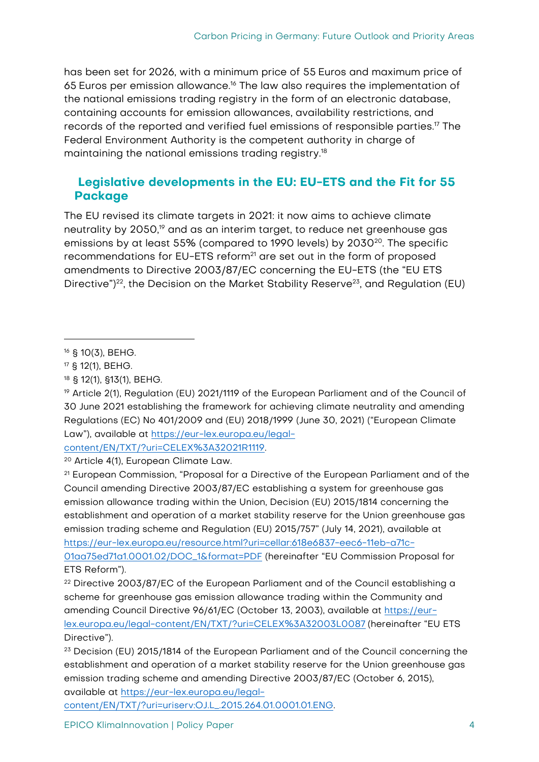has been set for 2026, with a minimum price of 55 Euros and maximum price of 65 Euros per emission allowance.[16] The law also requires the implementation of the national emissions trading registry in the form of an electronic database, containing accounts for emission allowances, availability restrictions, and records of the reported and verified fuel emissions of responsible parties.[17] The Federal Environment Authority is the competent authority in charge of maintaining the national emissions trading registry.[18]

## Legislative developments in the EU: EU-ETS and the Fit for 55 Package

The EU revised its climate targets in 2021: it now aims to achieve climate neutrality by 2050,[19] and as an interim target, to reduce net greenhouse gas emissions by at least 55% (compared to 1990 levels) by 2030[20]. The specific recommendations for EU-ETS reform[21] are set out in the form of proposed amendments to Directive 2003/87/EC concerning the EU-ETS (the "EU ETS Directive")[22], the Decision on the Market Stability Reserve[23], and Regulation (EU)

---

[16] § 10(3), BEHG.

[17] § 12(1), BEHG.

[18] § 12(1), §13(1), BEHG.

[19] Article 2(1), Regulation (EU) 2021/1119 of the European Parliament and of the Council of 30 June 2021 establishing the framework for achieving climate neutrality and amending Regulations (EC) No 401/2009 and (EU) 2018/1999 (June 30, 2021) ("European Climate Law"), available at https://eur-lex.europa.eu/legal-content/EN/TXT/?uri=CELEX%3A32021R1119.

[20] Article 4(1), European Climate Law.

[21] European Commission, "Proposal for a Directive of the European Parliament and of the Council amending Directive 2003/87/EC establishing a system for greenhouse gas emission allowance trading within the Union, Decision (EU) 2015/1814 concerning the establishment and operation of a market stability reserve for the Union greenhouse gas emission trading scheme and Regulation (EU) 2015/757" (July 14, 2021), available at https://eur-lex.europa.eu/resource.html?uri=cellar:618e6837-eec6-11eb-a71c-01aa75ed71a1.0001.02/DOC_1&format=PDF (hereinafter "EU Commission Proposal for ETS Reform").

[22] Directive 2003/87/EC of the European Parliament and of the Council establishing a scheme for greenhouse gas emission allowance trading within the Community and amending Council Directive 96/61/EC (October 13, 2003), available at https://eur-lex.europa.eu/legal-content/EN/TXT/?uri=CELEX%3A32003L0087 (hereinafter "EU ETS Directive").

[23] Decision (EU) 2015/1814 of the European Parliament and of the Council concerning the establishment and operation of a market stability reserve for the Union greenhouse gas emission trading scheme and amending Directive 2003/87/EC (October 6, 2015), available at https://eur-lex.europa.eu/legal-content/EN/TXT/?uri=uriserv:OJ.L_.2015.264.01.0001.01.ENG.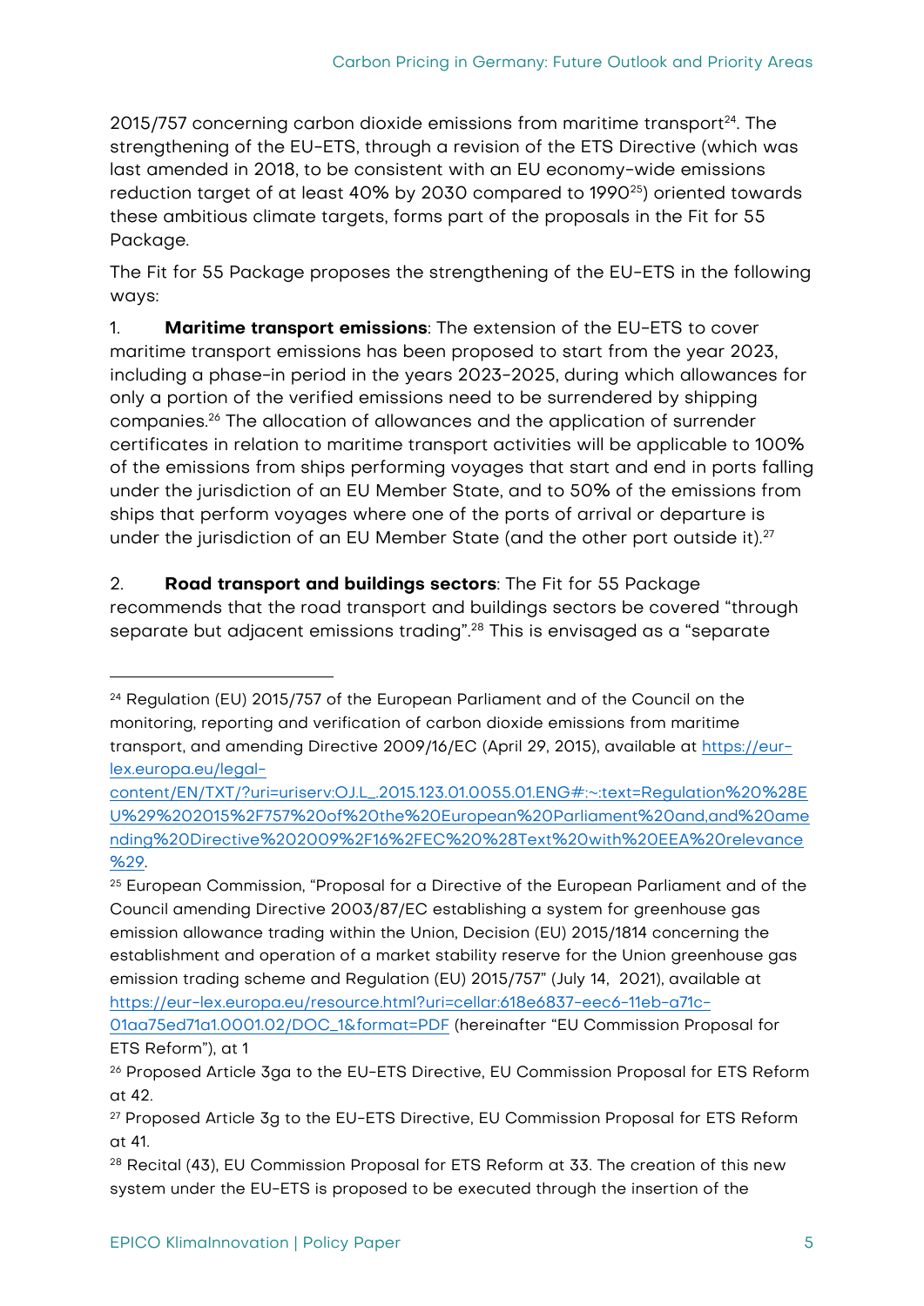2015/757 concerning carbon dioxide emissions from maritime transport[24]. The strengthening of the EU-ETS, through a revision of the ETS Directive (which was last amended in 2018, to be consistent with an EU economy-wide emissions reduction target of at least 40% by 2030 compared to 1990[25]) oriented towards these ambitious climate targets, forms part of the proposals in the Fit for 55 Package.

The Fit for 55 Package proposes the strengthening of the EU-ETS in the following ways:

1. **Maritime transport emissions**: The extension of the EU-ETS to cover maritime transport emissions has been proposed to start from the year 2023, including a phase-in period in the years 2023-2025, during which allowances for only a portion of the verified emissions need to be surrendered by shipping companies.[26] The allocation of allowances and the application of surrender certificates in relation to maritime transport activities will be applicable to 100% of the emissions from ships performing voyages that start and end in ports falling under the jurisdiction of an EU Member State, and to 50% of the emissions from ships that perform voyages where one of the ports of arrival or departure is under the jurisdiction of an EU Member State (and the other port outside it).[27]

2. **Road transport and buildings sectors**: The Fit for 55 Package recommends that the road transport and buildings sectors be covered "through separate but adjacent emissions trading".[28] This is envisaged as a "separate

---

[24] Regulation (EU) 2015/757 of the European Parliament and of the Council on the monitoring, reporting and verification of carbon dioxide emissions from maritime transport, and amending Directive 2009/16/EC (April 29, 2015), available at https://eur-lex.europa.eu/legal-content/EN/TXT/?uri=uriserv:OJ.L_.2015.123.01.0055.01.ENG#:~:text=Regulation%20%28EU%29%202015%2F757%20of%20the%20European%20Parliament%20and,and%20amending%20Directive%202009%2F16%2FEC%20%28Text%20with%20EEA%20relevance%29.

[25] European Commission, "Proposal for a Directive of the European Parliament and of the Council amending Directive 2003/87/EC establishing a system for greenhouse gas emission allowance trading within the Union, Decision (EU) 2015/1814 concerning the establishment and operation of a market stability reserve for the Union greenhouse gas emission trading scheme and Regulation (EU) 2015/757" (July 14, 2021), available at https://eur-lex.europa.eu/resource.html?uri=cellar:618e6837-eec6-11eb-a71c-01aa75ed71a1.0001.02/DOC_1&format=PDF (hereinafter "EU Commission Proposal for ETS Reform"), at 1

[26] Proposed Article 3ga to the EU-ETS Directive, EU Commission Proposal for ETS Reform at 42.

[27] Proposed Article 3g to the EU-ETS Directive, EU Commission Proposal for ETS Reform at 41.

[28] Recital (43), EU Commission Proposal for ETS Reform at 33. The creation of this new system under the EU-ETS is proposed to be executed through the insertion of the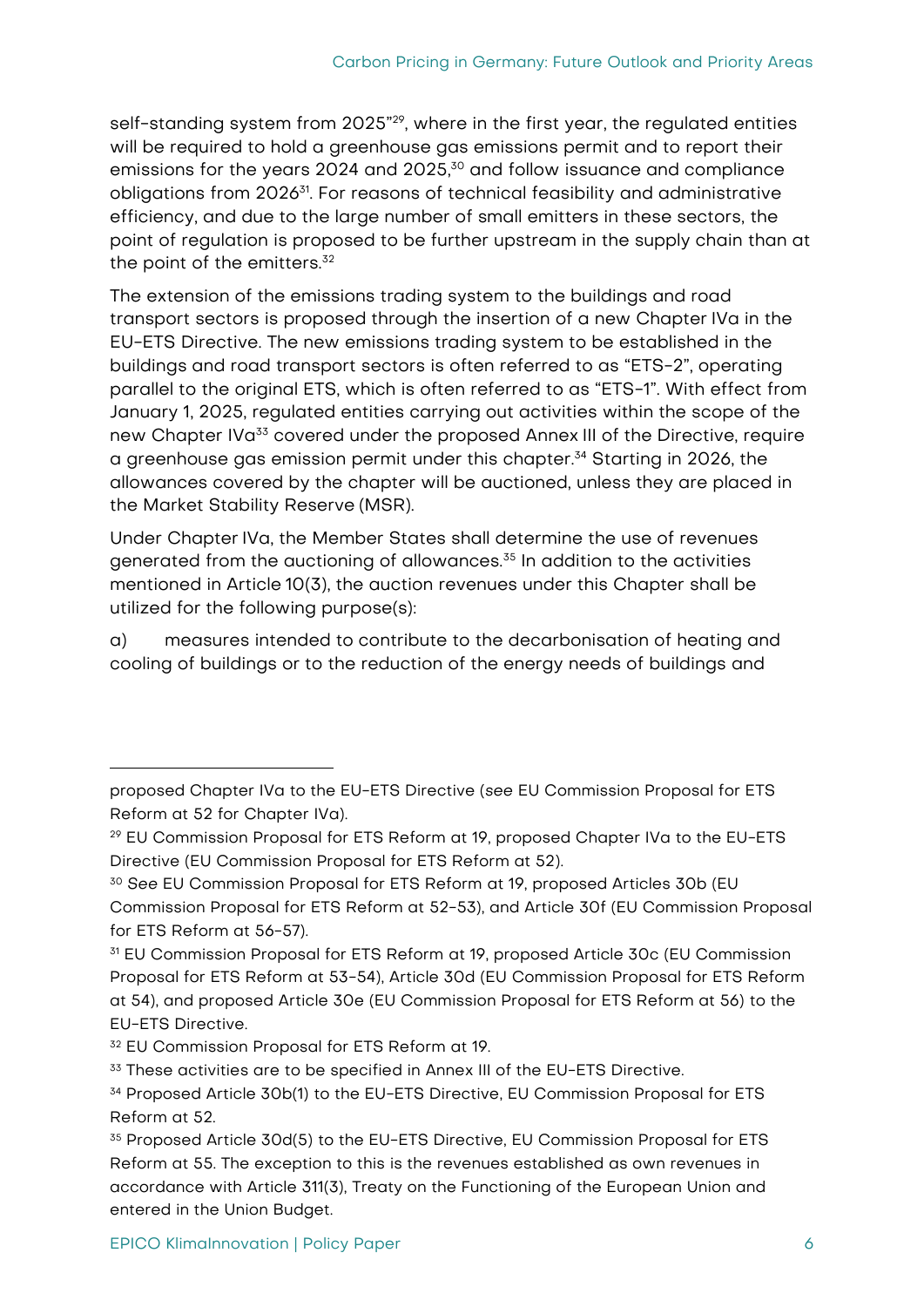self-standing system from 2025"[29], where in the first year, the regulated entities will be required to hold a greenhouse gas emissions permit and to report their emissions for the years 2024 and 2025,[30] and follow issuance and compliance obligations from 2026[31]. For reasons of technical feasibility and administrative efficiency, and due to the large number of small emitters in these sectors, the point of regulation is proposed to be further upstream in the supply chain than at the point of the emitters.[32]

The extension of the emissions trading system to the buildings and road transport sectors is proposed through the insertion of a new Chapter IVa in the EU-ETS Directive. The new emissions trading system to be established in the buildings and road transport sectors is often referred to as "ETS-2", operating parallel to the original ETS, which is often referred to as "ETS-1". With effect from January 1, 2025, regulated entities carrying out activities within the scope of the new Chapter IVa[33] covered under the proposed Annex III of the Directive, require a greenhouse gas emission permit under this chapter.[34] Starting in 2026, the allowances covered by the chapter will be auctioned, unless they are placed in the Market Stability Reserve (MSR).

Under Chapter IVa, the Member States shall determine the use of revenues generated from the auctioning of allowances.[35] In addition to the activities mentioned in Article 10(3), the auction revenues under this Chapter shall be utilized for the following purpose(s):

a) measures intended to contribute to the decarbonisation of heating and cooling of buildings or to the reduction of the energy needs of buildings and

---

proposed Chapter IVa to the EU-ETS Directive (*see* EU Commission Proposal for ETS Reform at 52 for Chapter IVa).

[29] EU Commission Proposal for ETS Reform at 19, proposed Chapter IVa to the EU-ETS Directive (EU Commission Proposal for ETS Reform at 52).

[30] *See* EU Commission Proposal for ETS Reform at 19, proposed Articles 30b (EU Commission Proposal for ETS Reform at 52-53), and Article 30f (EU Commission Proposal for ETS Reform at 56-57).

[31] EU Commission Proposal for ETS Reform at 19, proposed Article 30c (EU Commission Proposal for ETS Reform at 53-54), Article 30d (EU Commission Proposal for ETS Reform at 54), and proposed Article 30e (EU Commission Proposal for ETS Reform at 56) to the EU-ETS Directive.

[32] EU Commission Proposal for ETS Reform at 19.

[33] These activities are to be specified in Annex III of the EU-ETS Directive.

[34] Proposed Article 30b(1) to the EU-ETS Directive, EU Commission Proposal for ETS Reform at 52.

[35] Proposed Article 30d(5) to the EU-ETS Directive, EU Commission Proposal for ETS Reform at 55. The exception to this is the revenues established as own revenues in accordance with Article 311(3), Treaty on the Functioning of the European Union and entered in the Union Budget.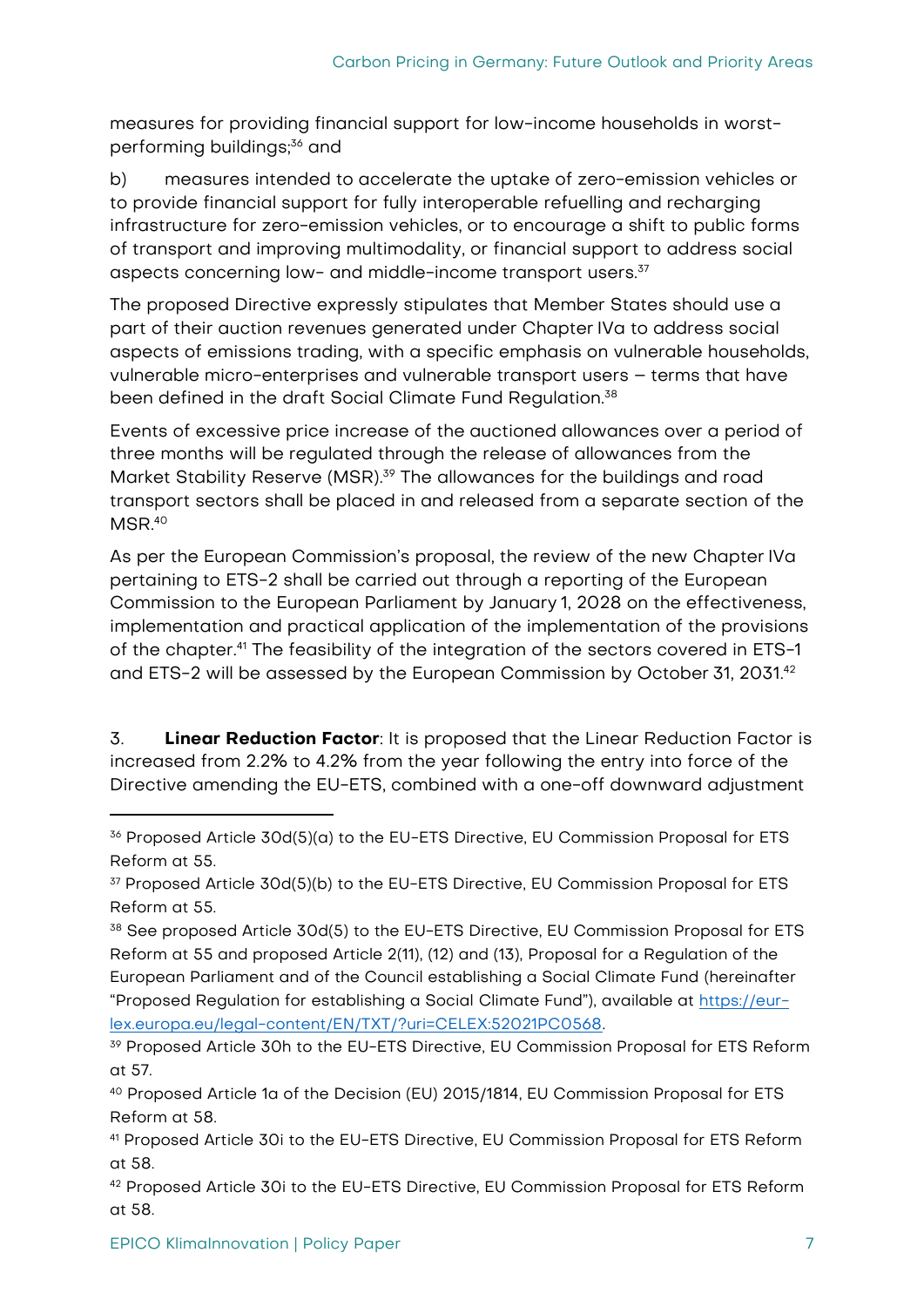measures for providing financial support for low-income households in worst-performing buildings;[36] and

b) measures intended to accelerate the uptake of zero-emission vehicles or to provide financial support for fully interoperable refuelling and recharging infrastructure for zero-emission vehicles, or to encourage a shift to public forms of transport and improving multimodality, or financial support to address social aspects concerning low- and middle-income transport users.[37]

The proposed Directive expressly stipulates that Member States should use a part of their auction revenues generated under Chapter IVa to address social aspects of emissions trading, with a specific emphasis on vulnerable households, vulnerable micro-enterprises and vulnerable transport users – terms that have been defined in the draft Social Climate Fund Regulation.[38]

Events of excessive price increase of the auctioned allowances over a period of three months will be regulated through the release of allowances from the Market Stability Reserve (MSR).[39] The allowances for the buildings and road transport sectors shall be placed in and released from a separate section of the MSR.[40]

As per the European Commission's proposal, the review of the new Chapter IVa pertaining to ETS-2 shall be carried out through a reporting of the European Commission to the European Parliament by January 1, 2028 on the effectiveness, implementation and practical application of the implementation of the provisions of the chapter.[41] The feasibility of the integration of the sectors covered in ETS-1 and ETS-2 will be assessed by the European Commission by October 31, 2031.[42]

3. **Linear Reduction Factor**: It is proposed that the Linear Reduction Factor is increased from 2.2% to 4.2% from the year following the entry into force of the Directive amending the EU-ETS, combined with a one-off downward adjustment

---

[36] Proposed Article 30d(5)(a) to the EU-ETS Directive, EU Commission Proposal for ETS Reform at 55.

[37] Proposed Article 30d(5)(b) to the EU-ETS Directive, EU Commission Proposal for ETS Reform at 55.

[38] See proposed Article 30d(5) to the EU-ETS Directive, EU Commission Proposal for ETS Reform at 55 and proposed Article 2(11), (12) and (13), Proposal for a Regulation of the European Parliament and of the Council establishing a Social Climate Fund (hereinafter "Proposed Regulation for establishing a Social Climate Fund"), available at https://eur-lex.europa.eu/legal-content/EN/TXT/?uri=CELEX:52021PC0568.

[39] Proposed Article 30h to the EU-ETS Directive, EU Commission Proposal for ETS Reform at 57.

[40] Proposed Article 1a of the Decision (EU) 2015/1814, EU Commission Proposal for ETS Reform at 58.

[41] Proposed Article 30i to the EU-ETS Directive, EU Commission Proposal for ETS Reform at 58.

[42] Proposed Article 30i to the EU-ETS Directive, EU Commission Proposal for ETS Reform at 58.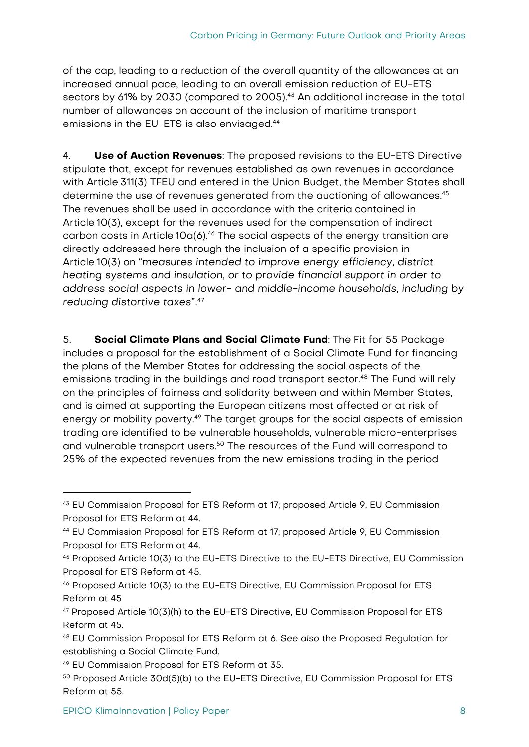of the cap, leading to a reduction of the overall quantity of the allowances at an increased annual pace, leading to an overall emission reduction of EU-ETS sectors by 61% by 2030 (compared to 2005).[43] An additional increase in the total number of allowances on account of the inclusion of maritime transport emissions in the EU-ETS is also envisaged.[44]

4. **Use of Auction Revenues**: The proposed revisions to the EU-ETS Directive stipulate that, except for revenues established as own revenues in accordance with Article 311(3) TFEU and entered in the Union Budget, the Member States shall determine the use of revenues generated from the auctioning of allowances.[45] The revenues shall be used in accordance with the criteria contained in Article 10(3), except for the revenues used for the compensation of indirect carbon costs in Article 10a(6).[46] The social aspects of the energy transition are directly addressed here through the inclusion of a specific provision in Article 10(3) on "*measures intended to improve energy efficiency, district heating systems and insulation, or to provide financial support in order to address social aspects in lower- and middle-income households, including by reducing distortive taxes*".[47]

5. **Social Climate Plans and Social Climate Fund**: The Fit for 55 Package includes a proposal for the establishment of a Social Climate Fund for financing the plans of the Member States for addressing the social aspects of the emissions trading in the buildings and road transport sector.[48] The Fund will rely on the principles of fairness and solidarity between and within Member States, and is aimed at supporting the European citizens most affected or at risk of energy or mobility poverty.[49] The target groups for the social aspects of emission trading are identified to be vulnerable households, vulnerable micro-enterprises and vulnerable transport users.[50] The resources of the Fund will correspond to 25% of the expected revenues from the new emissions trading in the period

---

[43] EU Commission Proposal for ETS Reform at 17; proposed Article 9, EU Commission Proposal for ETS Reform at 44.

[44] EU Commission Proposal for ETS Reform at 17; proposed Article 9, EU Commission Proposal for ETS Reform at 44.

[45] Proposed Article 10(3) to the EU-ETS Directive to the EU-ETS Directive, EU Commission Proposal for ETS Reform at 45.

[46] Proposed Article 10(3) to the EU-ETS Directive, EU Commission Proposal for ETS Reform at 45

[47] Proposed Article 10(3)(h) to the EU-ETS Directive, EU Commission Proposal for ETS Reform at 45.

[48] EU Commission Proposal for ETS Reform at 6. *See also* the Proposed Regulation for establishing a Social Climate Fund.

[49] EU Commission Proposal for ETS Reform at 35.

[50] Proposed Article 30d(5)(b) to the EU-ETS Directive, EU Commission Proposal for ETS Reform at 55.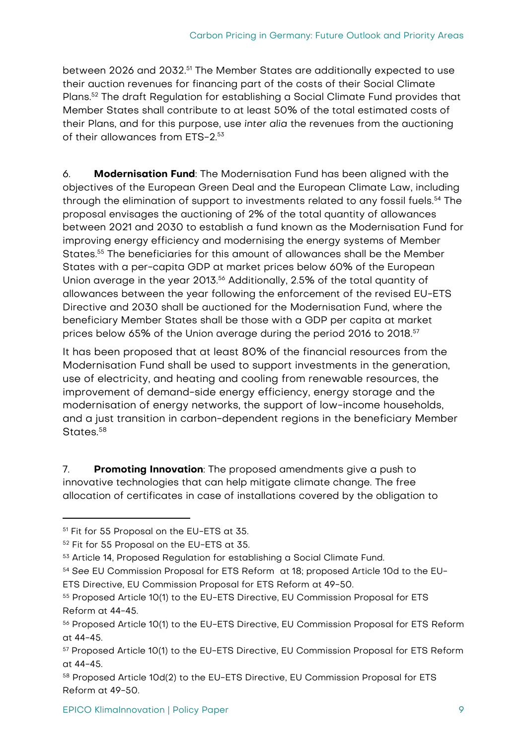between 2026 and 2032.[51] The Member States are additionally expected to use their auction revenues for financing part of the costs of their Social Climate Plans.[52] The draft Regulation for establishing a Social Climate Fund provides that Member States shall contribute to at least 50% of the total estimated costs of their Plans, and for this purpose, use *inter alia* the revenues from the auctioning of their allowances from ETS-2.[53]

6. **Modernisation Fund**: The Modernisation Fund has been aligned with the objectives of the European Green Deal and the European Climate Law, including through the elimination of support to investments related to any fossil fuels.[54] The proposal envisages the auctioning of 2% of the total quantity of allowances between 2021 and 2030 to establish a fund known as the Modernisation Fund for improving energy efficiency and modernising the energy systems of Member States.[55] The beneficiaries for this amount of allowances shall be the Member States with a per-capita GDP at market prices below 60% of the European Union average in the year 2013.[56] Additionally, 2.5% of the total quantity of allowances between the year following the enforcement of the revised EU-ETS Directive and 2030 shall be auctioned for the Modernisation Fund, where the beneficiary Member States shall be those with a GDP per capita at market prices below 65% of the Union average during the period 2016 to 2018.[57]

It has been proposed that at least 80% of the financial resources from the Modernisation Fund shall be used to support investments in the generation, use of electricity, and heating and cooling from renewable resources, the improvement of demand-side energy efficiency, energy storage and the modernisation of energy networks, the support of low-income households, and a just transition in carbon-dependent regions in the beneficiary Member States.[58]

7. **Promoting Innovation**: The proposed amendments give a push to innovative technologies that can help mitigate climate change. The free allocation of certificates in case of installations covered by the obligation to

---

[51] Fit for 55 Proposal on the EU-ETS at 35.

[52] Fit for 55 Proposal on the EU-ETS at 35.

[53] Article 14, Proposed Regulation for establishing a Social Climate Fund.

[54] *See* EU Commission Proposal for ETS Reform at 18; proposed Article 10d to the EU-ETS Directive, EU Commission Proposal for ETS Reform at 49-50.

[55] Proposed Article 10(1) to the EU-ETS Directive, EU Commission Proposal for ETS Reform at 44-45.

[56] Proposed Article 10(1) to the EU-ETS Directive, EU Commission Proposal for ETS Reform at 44-45.

[57] Proposed Article 10(1) to the EU-ETS Directive, EU Commission Proposal for ETS Reform at 44-45.

[58] Proposed Article 10d(2) to the EU-ETS Directive, EU Commission Proposal for ETS Reform at 49-50.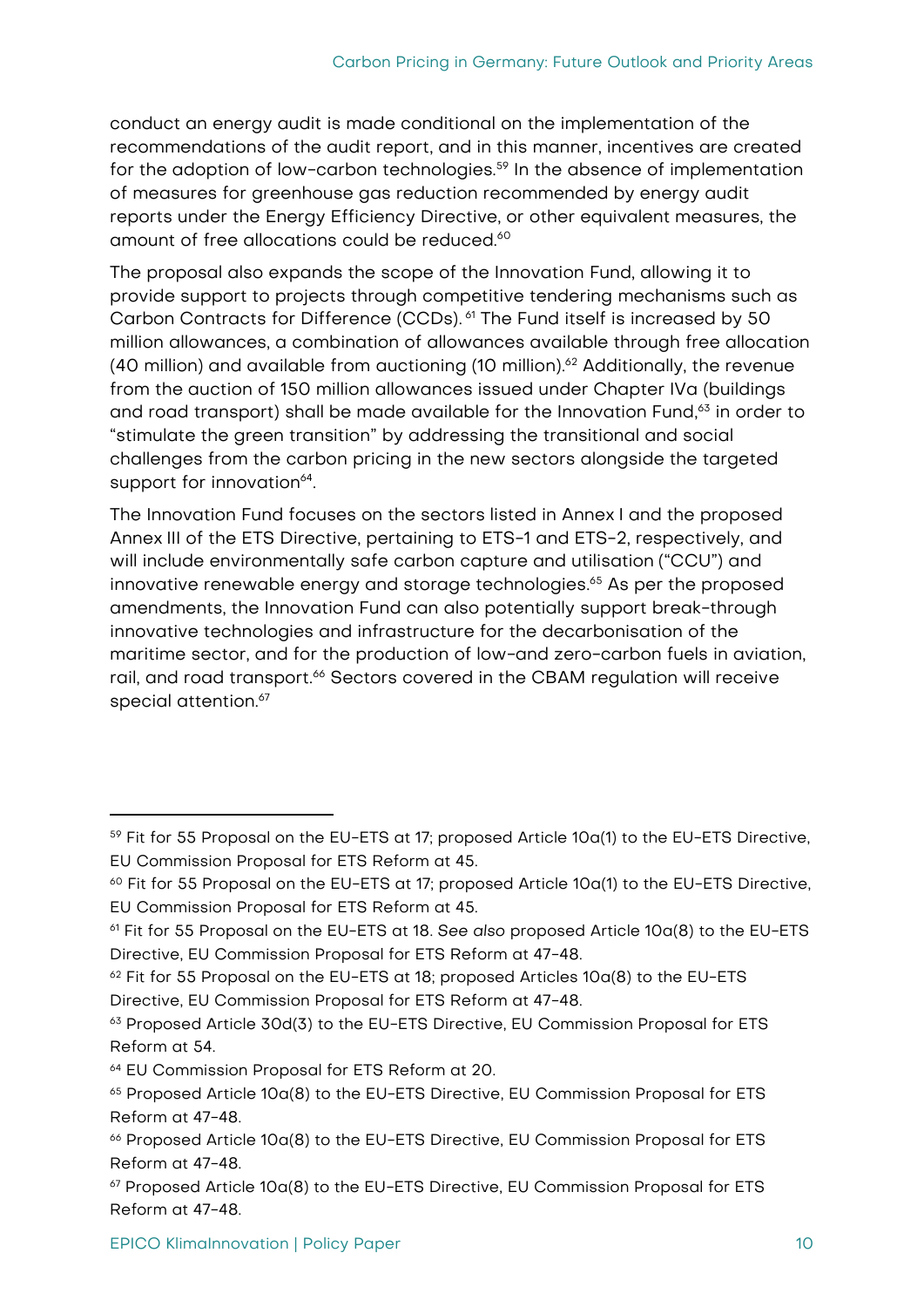conduct an energy audit is made conditional on the implementation of the recommendations of the audit report, and in this manner, incentives are created for the adoption of low-carbon technologies.[59] In the absence of implementation of measures for greenhouse gas reduction recommended by energy audit reports under the Energy Efficiency Directive, or other equivalent measures, the amount of free allocations could be reduced.[60]

The proposal also expands the scope of the Innovation Fund, allowing it to provide support to projects through competitive tendering mechanisms such as Carbon Contracts for Difference (CCDs).[61] The Fund itself is increased by 50 million allowances, a combination of allowances available through free allocation (40 million) and available from auctioning (10 million).[62] Additionally, the revenue from the auction of 150 million allowances issued under Chapter IVa (buildings and road transport) shall be made available for the Innovation Fund,[63] in order to "stimulate the green transition" by addressing the transitional and social challenges from the carbon pricing in the new sectors alongside the targeted support for innovation[64].

The Innovation Fund focuses on the sectors listed in Annex I and the proposed Annex III of the ETS Directive, pertaining to ETS-1 and ETS-2, respectively, and will include environmentally safe carbon capture and utilisation ("CCU") and innovative renewable energy and storage technologies.[65] As per the proposed amendments, the Innovation Fund can also potentially support break-through innovative technologies and infrastructure for the decarbonisation of the maritime sector, and for the production of low-and zero-carbon fuels in aviation, rail, and road transport.[66] Sectors covered in the CBAM regulation will receive special attention.[67]

---

[59] Fit for 55 Proposal on the EU-ETS at 17; proposed Article 10a(1) to the EU-ETS Directive, EU Commission Proposal for ETS Reform at 45.

[60] Fit for 55 Proposal on the EU-ETS at 17; proposed Article 10a(1) to the EU-ETS Directive, EU Commission Proposal for ETS Reform at 45.

[61] Fit for 55 Proposal on the EU-ETS at 18. *See also* proposed Article 10a(8) to the EU-ETS Directive, EU Commission Proposal for ETS Reform at 47-48.

[62] Fit for 55 Proposal on the EU-ETS at 18; proposed Articles 10a(8) to the EU-ETS Directive, EU Commission Proposal for ETS Reform at 47-48.

[63] Proposed Article 30d(3) to the EU-ETS Directive, EU Commission Proposal for ETS Reform at 54.

[64] EU Commission Proposal for ETS Reform at 20.

[65] Proposed Article 10a(8) to the EU-ETS Directive, EU Commission Proposal for ETS Reform at 47-48.

[66] Proposed Article 10a(8) to the EU-ETS Directive, EU Commission Proposal for ETS Reform at 47-48.

[67] Proposed Article 10a(8) to the EU-ETS Directive, EU Commission Proposal for ETS Reform at 47-48.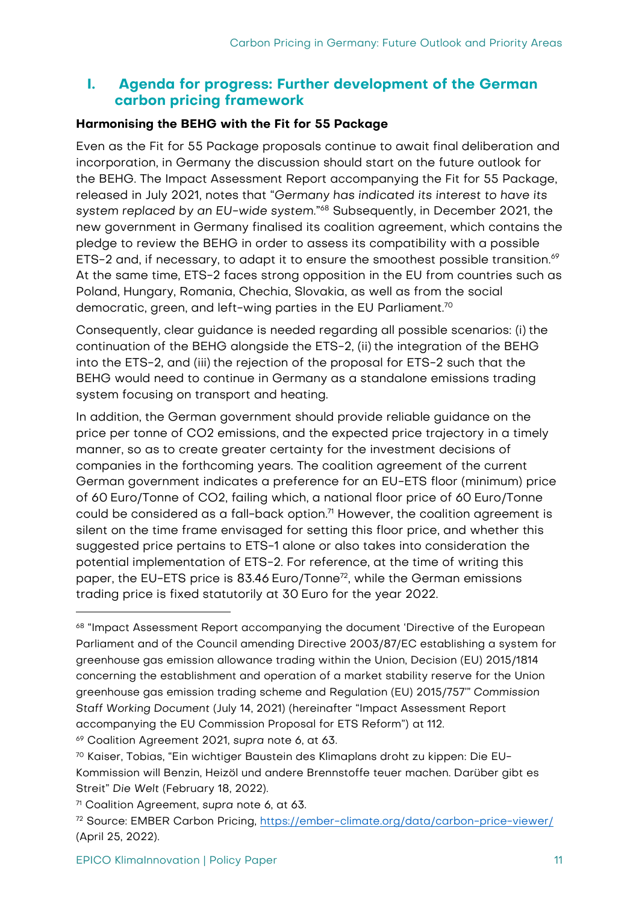## I. Agenda for progress: Further development of the German carbon pricing framework

**Harmonising the BEHG with the Fit for 55 Package**

Even as the Fit for 55 Package proposals continue to await final deliberation and incorporation, in Germany the discussion should start on the future outlook for the BEHG. The Impact Assessment Report accompanying the Fit for 55 Package, released in July 2021, notes that "*Germany has indicated its interest to have its system replaced by an EU-wide system.*"[68] Subsequently, in December 2021, the new government in Germany finalised its coalition agreement, which contains the pledge to review the BEHG in order to assess its compatibility with a possible ETS-2 and, if necessary, to adapt it to ensure the smoothest possible transition.[69] At the same time, ETS-2 faces strong opposition in the EU from countries such as Poland, Hungary, Romania, Chechia, Slovakia, as well as from the social democratic, green, and left-wing parties in the EU Parliament.[70]

Consequently, clear guidance is needed regarding all possible scenarios: (i) the continuation of the BEHG alongside the ETS-2, (ii) the integration of the BEHG into the ETS-2, and (iii) the rejection of the proposal for ETS-2 such that the BEHG would need to continue in Germany as a standalone emissions trading system focusing on transport and heating.

In addition, the German government should provide reliable guidance on the price per tonne of $CO_2$ emissions, and the expected price trajectory in a timely manner, so as to create greater certainty for the investment decisions of companies in the forthcoming years. The coalition agreement of the current German government indicates a preference for an EU-ETS floor (minimum) price of 60 Euro/Tonne of $CO_2$, failing which, a national floor price of 60 Euro/Tonne could be considered as a fall-back option.[71] However, the coalition agreement is silent on the time frame envisaged for setting this floor price, and whether this suggested price pertains to ETS-1 alone or also takes into consideration the potential implementation of ETS-2. For reference, at the time of writing this paper, the EU-ETS price is 83.46 Euro/Tonne[72], while the German emissions trading price is fixed statutorily at 30 Euro for the year 2022.

---

[68] "Impact Assessment Report accompanying the document 'Directive of the European Parliament and of the Council amending Directive 2003/87/EC establishing a system for greenhouse gas emission allowance trading within the Union, Decision (EU) 2015/1814 concerning the establishment and operation of a market stability reserve for the Union greenhouse gas emission trading scheme and Regulation (EU) 2015/757'" *Commission Staff Working Document* (July 14, 2021) (hereinafter "Impact Assessment Report accompanying the EU Commission Proposal for ETS Reform") at 112.

[69] Coalition Agreement 2021, *supra* note 6, at 63.

[70] Kaiser, Tobias, "Ein wichtiger Baustein des Klimaplans droht zu kippen: Die EU-Kommission will Benzin, Heizöl und andere Brennstoffe teuer machen. Darüber gibt es Streit" *Die Welt* (February 18, 2022).

[71] Coalition Agreement, *supra* note 6, at 63.

[72] Source: EMBER Carbon Pricing, https://ember-climate.org/data/carbon-price-viewer/ (April 25, 2022).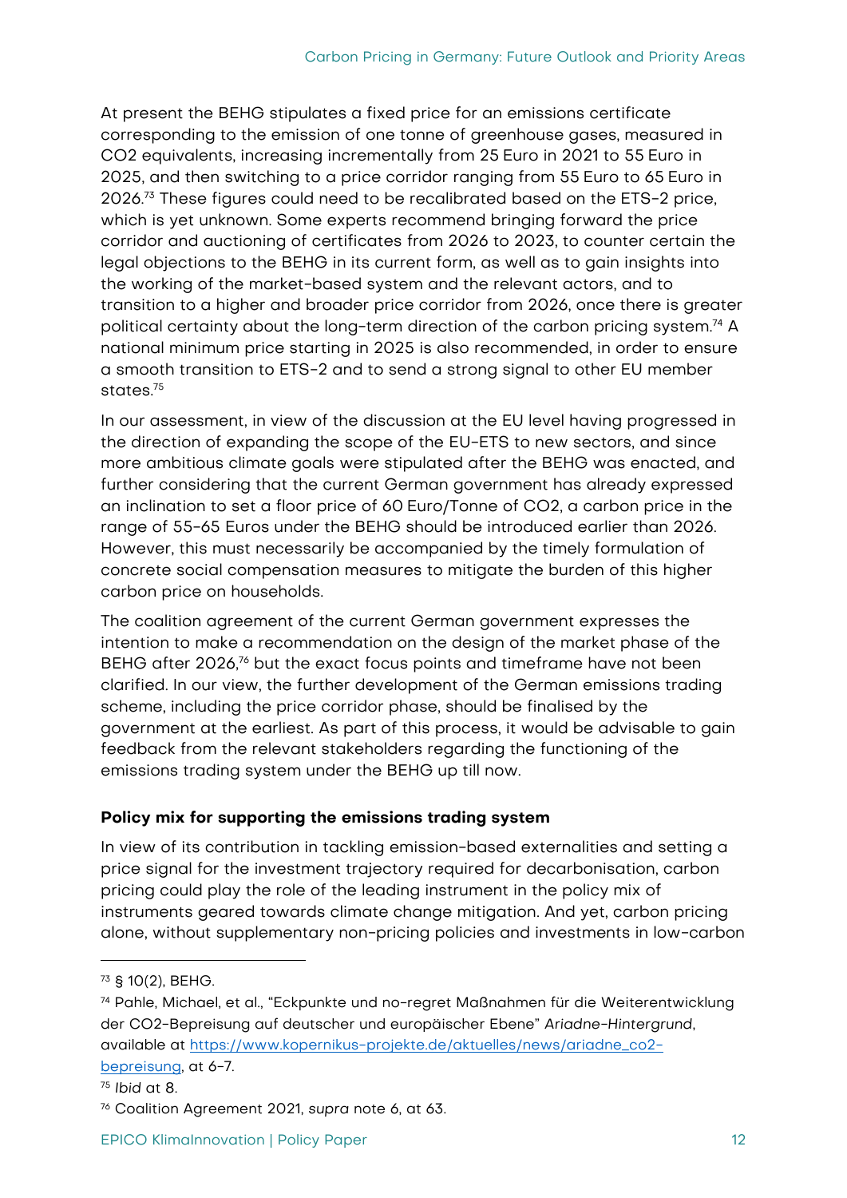At present the BEHG stipulates a fixed price for an emissions certificate corresponding to the emission of one tonne of greenhouse gases, measured in $CO_2$ equivalents, increasing incrementally from 25 Euro in 2021 to 55 Euro in 2025, and then switching to a price corridor ranging from 55 Euro to 65 Euro in 2026.[73] These figures could need to be recalibrated based on the ETS-2 price, which is yet unknown. Some experts recommend bringing forward the price corridor and auctioning of certificates from 2026 to 2023, to counter certain the legal objections to the BEHG in its current form, as well as to gain insights into the working of the market-based system and the relevant actors, and to transition to a higher and broader price corridor from 2026, once there is greater political certainty about the long-term direction of the carbon pricing system.[74] A national minimum price starting in 2025 is also recommended, in order to ensure a smooth transition to ETS-2 and to send a strong signal to other EU member states.[75]

In our assessment, in view of the discussion at the EU level having progressed in the direction of expanding the scope of the EU-ETS to new sectors, and since more ambitious climate goals were stipulated after the BEHG was enacted, and further considering that the current German government has already expressed an inclination to set a floor price of 60 Euro/Tonne of $CO_2$, a carbon price in the range of 55-65 Euros under the BEHG should be introduced earlier than 2026. However, this must necessarily be accompanied by the timely formulation of concrete social compensation measures to mitigate the burden of this higher carbon price on households.

The coalition agreement of the current German government expresses the intention to make a recommendation on the design of the market phase of the BEHG after 2026,[76] but the exact focus points and timeframe have not been clarified. In our view, the further development of the German emissions trading scheme, including the price corridor phase, should be finalised by the government at the earliest. As part of this process, it would be advisable to gain feedback from the relevant stakeholders regarding the functioning of the emissions trading system under the BEHG up till now.

**Policy mix for supporting the emissions trading system**

In view of its contribution in tackling emission-based externalities and setting a price signal for the investment trajectory required for decarbonisation, carbon pricing could play the role of the leading instrument in the policy mix of instruments geared towards climate change mitigation. And yet, carbon pricing alone, without supplementary non-pricing policies and investments in low-carbon

---

[73] § 10(2), BEHG.

[74] Pahle, Michael, et al., "Eckpunkte und no-regret Maßnahmen für die Weiterentwicklung der CO2-Bepreisung auf deutscher und europäischer Ebene" *Ariadne-Hintergrund*, available at https://www.kopernikus-projekte.de/aktuelles/news/ariadne_co2-bepreisung, at 6-7.

[75] *Ibid* at 8.

[76] Coalition Agreement 2021, *supra* note 6, at 63.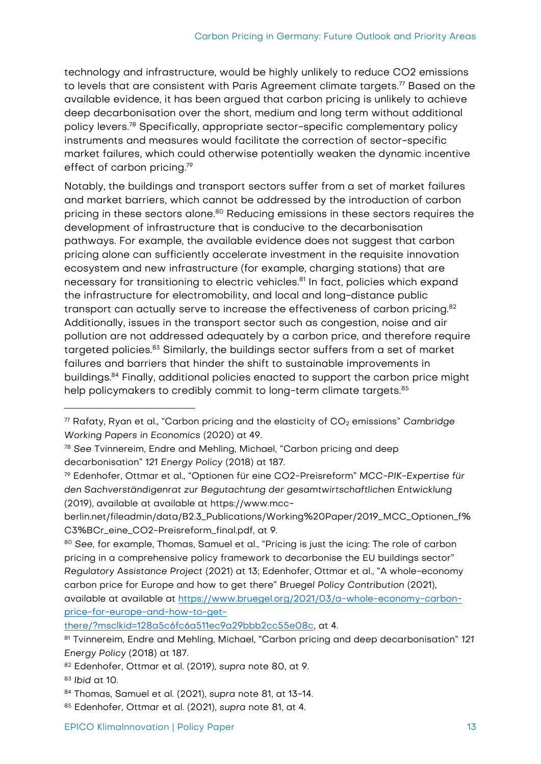technology and infrastructure, would be highly unlikely to reduce CO2 emissions to levels that are consistent with Paris Agreement climate targets.[77] Based on the available evidence, it has been argued that carbon pricing is unlikely to achieve deep decarbonisation over the short, medium and long term without additional policy levers.[78] Specifically, appropriate sector-specific complementary policy instruments and measures would facilitate the correction of sector-specific market failures, which could otherwise potentially weaken the dynamic incentive effect of carbon pricing.[79]

Notably, the buildings and transport sectors suffer from a set of market failures and market barriers, which cannot be addressed by the introduction of carbon pricing in these sectors alone.[80] Reducing emissions in these sectors requires the development of infrastructure that is conducive to the decarbonisation pathways. For example, the available evidence does not suggest that carbon pricing alone can sufficiently accelerate investment in the requisite innovation ecosystem and new infrastructure (for example, charging stations) that are necessary for transitioning to electric vehicles.[81] In fact, policies which expand the infrastructure for electromobility, and local and long-distance public transport can actually serve to increase the effectiveness of carbon pricing.[82] Additionally, issues in the transport sector such as congestion, noise and air pollution are not addressed adequately by a carbon price, and therefore require targeted policies.[83] Similarly, the buildings sector suffers from a set of market failures and barriers that hinder the shift to sustainable improvements in buildings.[84] Finally, additional policies enacted to support the carbon price might help policymakers to credibly commit to long-term climate targets.[85]

---

[77] Rafaty, Ryan et al., "Carbon pricing and the elasticity of $CO_2$ emissions" *Cambridge Working Papers in Economics* (2020) at 49.

[78] *See* Tvinnereim, Endre and Mehling, Michael, "Carbon pricing and deep decarbonisation" *121 Energy Policy* (2018) at 187.

[79] Edenhofer, Ottmar et al., "Optionen für eine CO2-Preisreform" *MCC-PIK-Expertise für den Sachverständigenrat zur Begutachtung der gesamtwirtschaftlichen Entwicklung* (2019), available at available at https://www.mcc-berlin.net/fileadmin/data/B2.3_Publications/Working%20Paper/2019_MCC_Optionen_f%C3%BCr_eine_CO2-Preisreform_final.pdf, at 9.

[80] *See*, for example, Thomas, Samuel et al., "Pricing is just the icing: The role of carbon pricing in a comprehensive policy framework to decarbonise the EU buildings sector" *Regulatory Assistance Project* (2021) at 13; Edenhofer, Ottmar et al., "A whole-economy carbon price for Europe and how to get there" *Bruegel Policy Contribution* (2021), available at available at https://www.bruegel.org/2021/03/a-whole-economy-carbon-price-for-europe-and-how-to-get-there/?msclkid=128a5c6fc6a511ec9a29bbb2cc55e08c, at 4.

[81] Tvinnereim, Endre and Mehling, Michael, "Carbon pricing and deep decarbonisation" *121 Energy Policy* (2018) at 187.

[82] Edenhofer, Ottmar et al. (2019), *supra* note 80, at 9.

[83] *Ibid* at 10.

[84] Thomas, Samuel et al. (2021), *supra* note 81, at 13-14.

[85] Edenhofer, Ottmar et al. (2021), *supra* note 81, at 4.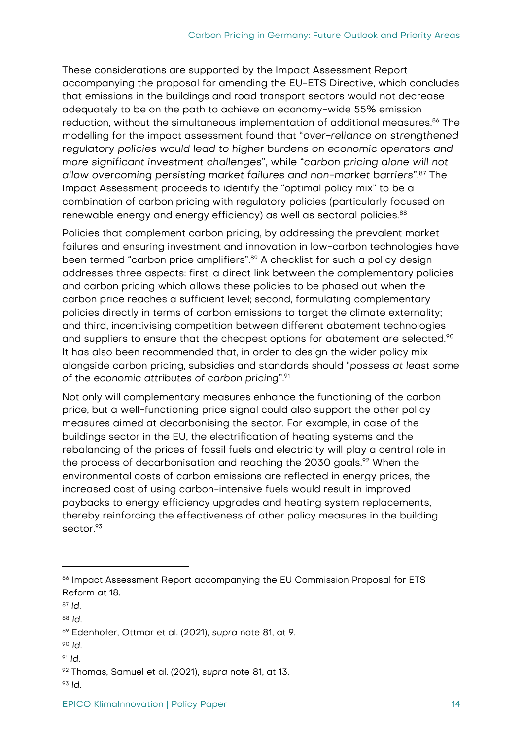These considerations are supported by the Impact Assessment Report accompanying the proposal for amending the EU-ETS Directive, which concludes that emissions in the buildings and road transport sectors would not decrease adequately to be on the path to achieve an economy-wide 55% emission reduction, without the simultaneous implementation of additional measures.[86] The modelling for the impact assessment found that "*over-reliance on strengthened regulatory policies would lead to higher burdens on economic operators and more significant investment challenges*", while "*carbon pricing alone will not allow overcoming persisting market failures and non-market barriers*".[87] The Impact Assessment proceeds to identify the "optimal policy mix" to be a combination of carbon pricing with regulatory policies (particularly focused on renewable energy and energy efficiency) as well as sectoral policies.[88]

Policies that complement carbon pricing, by addressing the prevalent market failures and ensuring investment and innovation in low-carbon technologies have been termed "carbon price amplifiers".[89] A checklist for such a policy design addresses three aspects: first, a direct link between the complementary policies and carbon pricing which allows these policies to be phased out when the carbon price reaches a sufficient level; second, formulating complementary policies directly in terms of carbon emissions to target the climate externality; and third, incentivising competition between different abatement technologies and suppliers to ensure that the cheapest options for abatement are selected.[90] It has also been recommended that, in order to design the wider policy mix alongside carbon pricing, subsidies and standards should "*possess at least some of the economic attributes of carbon pricing*".[91]

Not only will complementary measures enhance the functioning of the carbon price, but a well-functioning price signal could also support the other policy measures aimed at decarbonising the sector. For example, in case of the buildings sector in the EU, the electrification of heating systems and the rebalancing of the prices of fossil fuels and electricity will play a central role in the process of decarbonisation and reaching the 2030 goals.[92] When the environmental costs of carbon emissions are reflected in energy prices, the increased cost of using carbon-intensive fuels would result in improved paybacks to energy efficiency upgrades and heating system replacements, thereby reinforcing the effectiveness of other policy measures in the building sector.[93]

---

[86] Impact Assessment Report accompanying the EU Commission Proposal for ETS Reform at 18.

[87] *Id.*

[88] *Id.*

[89] Edenhofer, Ottmar et al. (2021), *supra* note 81, at 9.

[90] *Id.*

[91] *Id.*

[92] Thomas, Samuel et al. (2021), *supra* note 81, at 13.

[93] *Id.*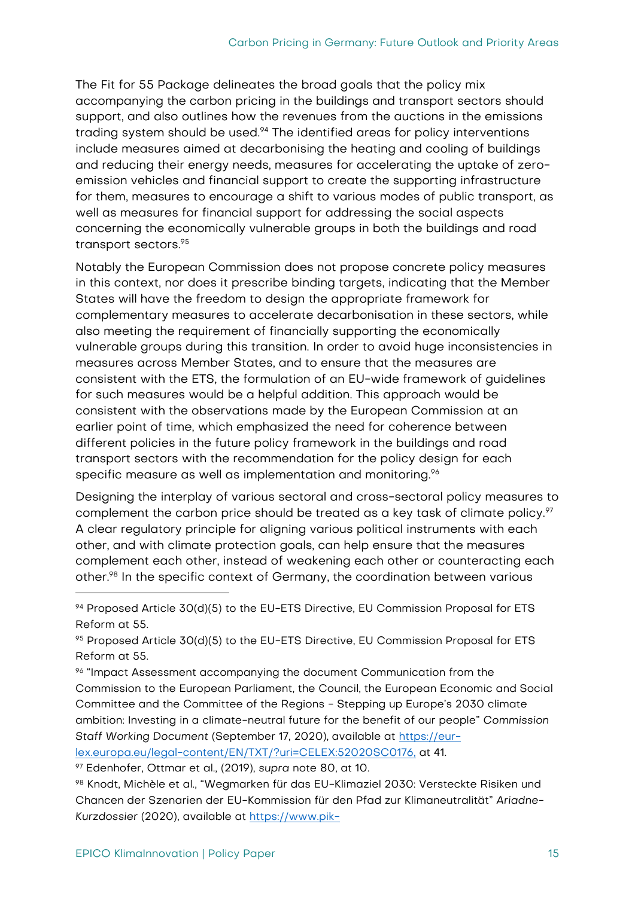The Fit for 55 Package delineates the broad goals that the policy mix accompanying the carbon pricing in the buildings and transport sectors should support, and also outlines how the revenues from the auctions in the emissions trading system should be used.[94] The identified areas for policy interventions include measures aimed at decarbonising the heating and cooling of buildings and reducing their energy needs, measures for accelerating the uptake of zero-emission vehicles and financial support to create the supporting infrastructure for them, measures to encourage a shift to various modes of public transport, as well as measures for financial support for addressing the social aspects concerning the economically vulnerable groups in both the buildings and road transport sectors.[95]

Notably the European Commission does not propose concrete policy measures in this context, nor does it prescribe binding targets, indicating that the Member States will have the freedom to design the appropriate framework for complementary measures to accelerate decarbonisation in these sectors, while also meeting the requirement of financially supporting the economically vulnerable groups during this transition. In order to avoid huge inconsistencies in measures across Member States, and to ensure that the measures are consistent with the ETS, the formulation of an EU-wide framework of guidelines for such measures would be a helpful addition. This approach would be consistent with the observations made by the European Commission at an earlier point of time, which emphasized the need for coherence between different policies in the future policy framework in the buildings and road transport sectors with the recommendation for the policy design for each specific measure as well as implementation and monitoring.[96]

Designing the interplay of various sectoral and cross-sectoral policy measures to complement the carbon price should be treated as a key task of climate policy.[97] A clear regulatory principle for aligning various political instruments with each other, and with climate protection goals, can help ensure that the measures complement each other, instead of weakening each other or counteracting each other.[98] In the specific context of Germany, the coordination between various

---

[94] Proposed Article 30(d)(5) to the EU-ETS Directive, EU Commission Proposal for ETS Reform at 55.

[95] Proposed Article 30(d)(5) to the EU-ETS Directive, EU Commission Proposal for ETS Reform at 55.

[96] "Impact Assessment accompanying the document Communication from the Commission to the European Parliament, the Council, the European Economic and Social Committee and the Committee of the Regions - Stepping up Europe's 2030 climate ambition: Investing in a climate-neutral future for the benefit of our people" *Commission Staff Working Document* (September 17, 2020), available at https://eur-lex.europa.eu/legal-content/EN/TXT/?uri=CELEX:52020SC0176, at 41.

[97] Edenhofer, Ottmar et al., (2019), *supra* note 80, at 10.

[98] Knodt, Michèle et al., "Wegmarken für das EU-Klimaziel 2030: Versteckte Risiken und Chancen der Szenarien der EU-Kommission für den Pfad zur Klimaneutralität" *Ariadne-Kurzdossier* (2020), available at https://www.pik-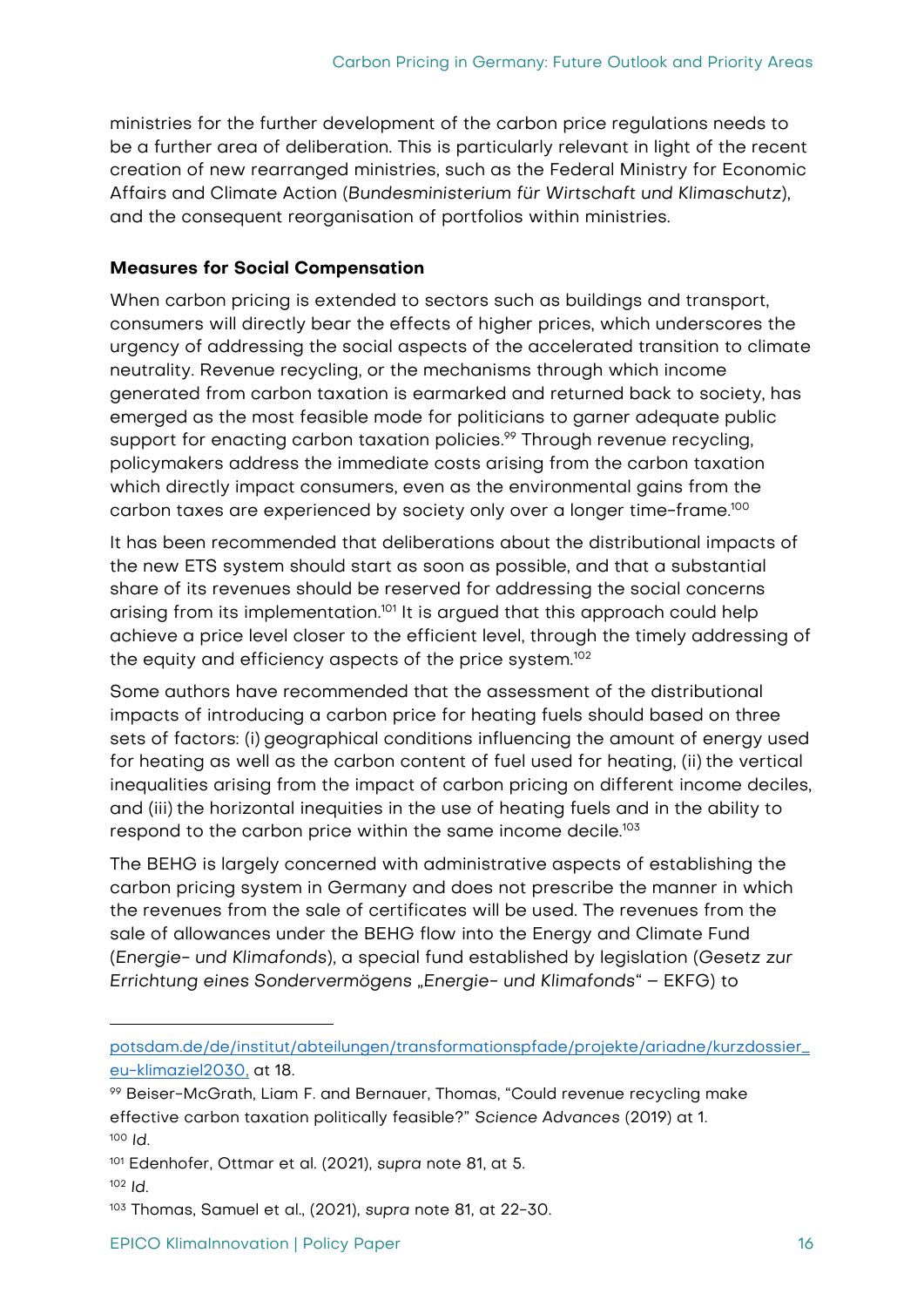ministries for the further development of the carbon price regulations needs to be a further area of deliberation. This is particularly relevant in light of the recent creation of new rearranged ministries, such as the Federal Ministry for Economic Affairs and Climate Action (*Bundesministerium für Wirtschaft und Klimaschutz*), and the consequent reorganisation of portfolios within ministries.

**Measures for Social Compensation**

When carbon pricing is extended to sectors such as buildings and transport, consumers will directly bear the effects of higher prices, which underscores the urgency of addressing the social aspects of the accelerated transition to climate neutrality. Revenue recycling, or the mechanisms through which income generated from carbon taxation is earmarked and returned back to society, has emerged as the most feasible mode for politicians to garner adequate public support for enacting carbon taxation policies.[99] Through revenue recycling, policymakers address the immediate costs arising from the carbon taxation which directly impact consumers, even as the environmental gains from the carbon taxes are experienced by society only over a longer time-frame.[100]

It has been recommended that deliberations about the distributional impacts of the new ETS system should start as soon as possible, and that a substantial share of its revenues should be reserved for addressing the social concerns arising from its implementation.[101] It is argued that this approach could help achieve a price level closer to the efficient level, through the timely addressing of the equity and efficiency aspects of the price system.[102]

Some authors have recommended that the assessment of the distributional impacts of introducing a carbon price for heating fuels should based on three sets of factors: (i) geographical conditions influencing the amount of energy used for heating as well as the carbon content of fuel used for heating, (ii) the vertical inequalities arising from the impact of carbon pricing on different income deciles, and (iii) the horizontal inequities in the use of heating fuels and in the ability to respond to the carbon price within the same income decile.[103]

The BEHG is largely concerned with administrative aspects of establishing the carbon pricing system in Germany and does not prescribe the manner in which the revenues from the sale of certificates will be used. The revenues from the sale of allowances under the BEHG flow into the Energy and Climate Fund (*Energie- und Klimafonds*), a special fund established by legislation (*Gesetz zur Errichtung eines Sondervermögens „Energie- und Klimafonds"* – EKFG) to

---

potsdam.de/de/institut/abteilungen/transformationspfade/projekte/ariadne/kurzdossier_eu-klimaziel2030, at 18.

[99] Beiser-McGrath, Liam F. and Bernauer, Thomas, "Could revenue recycling make effective carbon taxation politically feasible?" *Science Advances* (2019) at 1.

[100] *Id*.

[101] Edenhofer, Ottmar et al. (2021), *supra* note 81, at 5.

[102] *Id*.

[103] Thomas, Samuel et al., (2021), *supra* note 81, at 22-30.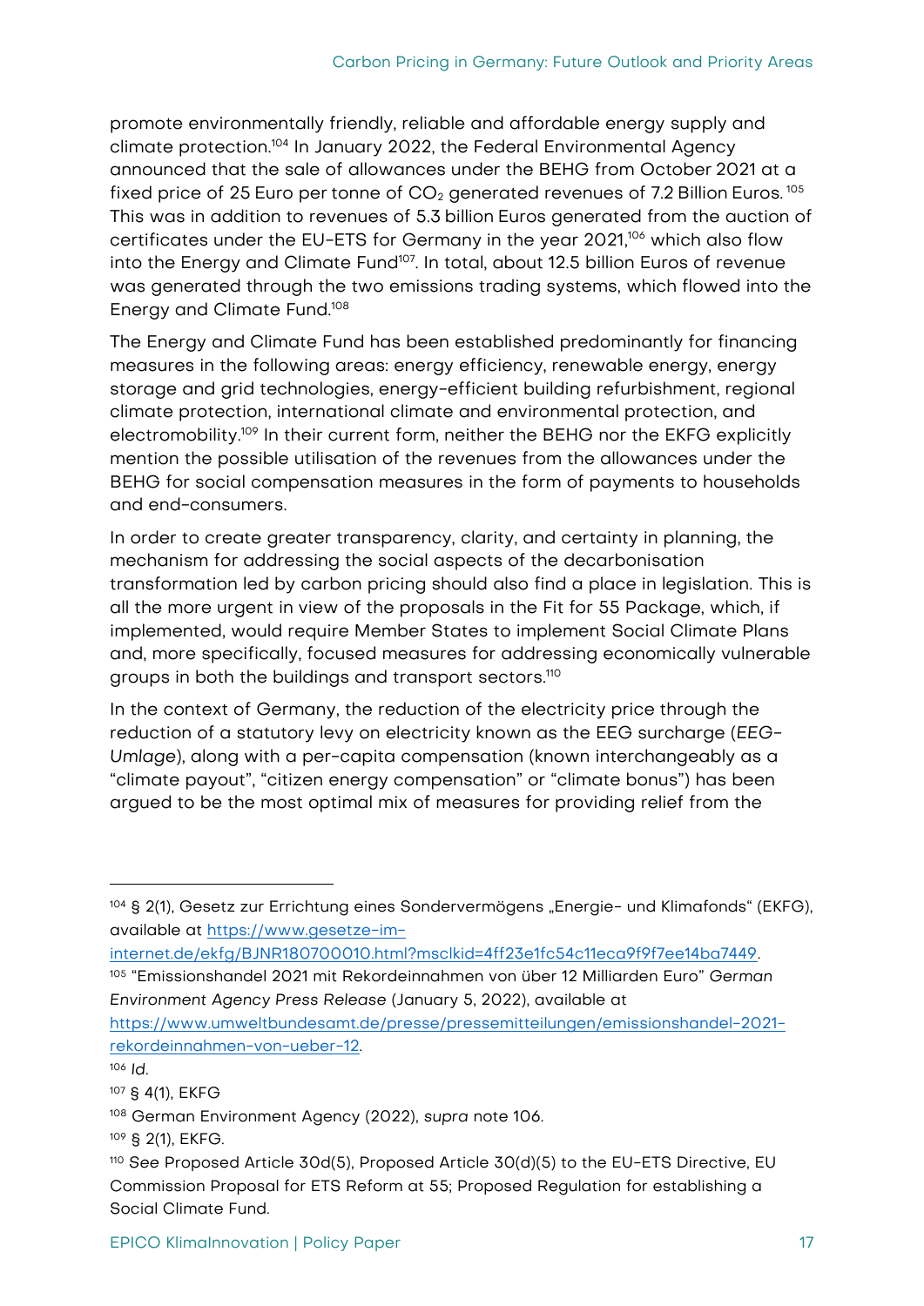promote environmentally friendly, reliable and affordable energy supply and climate protection.[104] In January 2022, the Federal Environmental Agency announced that the sale of allowances under the BEHG from October 2021 at a fixed price of 25 Euro per tonne of $CO_2$ generated revenues of 7.2 Billion Euros.[105] This was in addition to revenues of 5.3 billion Euros generated from the auction of certificates under the EU-ETS for Germany in the year 2021,[106] which also flow into the Energy and Climate Fund[107]. In total, about 12.5 billion Euros of revenue was generated through the two emissions trading systems, which flowed into the Energy and Climate Fund.[108]

The Energy and Climate Fund has been established predominantly for financing measures in the following areas: energy efficiency, renewable energy, energy storage and grid technologies, energy-efficient building refurbishment, regional climate protection, international climate and environmental protection, and electromobility.[109] In their current form, neither the BEHG nor the EKFG explicitly mention the possible utilisation of the revenues from the allowances under the BEHG for social compensation measures in the form of payments to households and end-consumers.

In order to create greater transparency, clarity, and certainty in planning, the mechanism for addressing the social aspects of the decarbonisation transformation led by carbon pricing should also find a place in legislation. This is all the more urgent in view of the proposals in the Fit for 55 Package, which, if implemented, would require Member States to implement Social Climate Plans and, more specifically, focused measures for addressing economically vulnerable groups in both the buildings and transport sectors.[110]

In the context of Germany, the reduction of the electricity price through the reduction of a statutory levy on electricity known as the EEG surcharge (*EEG-Umlage*), along with a per-capita compensation (known interchangeably as a "climate payout", "citizen energy compensation" or "climate bonus") has been argued to be the most optimal mix of measures for providing relief from the

---

[104] § 2(1), Gesetz zur Errichtung eines Sondervermögens „Energie- und Klimafonds" (EKFG), available at https://www.gesetze-im-internet.de/ekfg/BJNR180700010.html?msclkid=4ff23e1fc54c11eca9f9f7ee14ba7449.

[105] "Emissionshandel 2021 mit Rekordeinnahmen von über 12 Milliarden Euro" *German Environment Agency Press Release* (January 5, 2022), available at https://www.umweltbundesamt.de/presse/pressemitteilungen/emissionshandel-2021-rekordeinnahmen-von-ueber-12.

[106] *Id.*

[107] § 4(1), EKFG

[108] German Environment Agency (2022), *supra* note 106.

[109] § 2(1), EKFG.

[110] *See* Proposed Article 30d(5), Proposed Article 30(d)(5) to the EU-ETS Directive, EU Commission Proposal for ETS Reform at 55; Proposed Regulation for establishing a Social Climate Fund.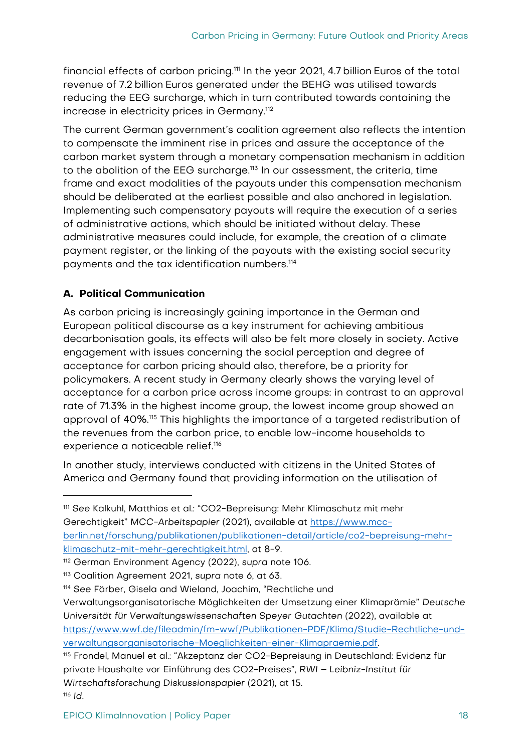financial effects of carbon pricing.[111] In the year 2021, 4.7 billion Euros of the total revenue of 7.2 billion Euros generated under the BEHG was utilised towards reducing the EEG surcharge, which in turn contributed towards containing the increase in electricity prices in Germany.[112]

The current German government's coalition agreement also reflects the intention to compensate the imminent rise in prices and assure the acceptance of the carbon market system through a monetary compensation mechanism in addition to the abolition of the EEG surcharge.[113] In our assessment, the criteria, time frame and exact modalities of the payouts under this compensation mechanism should be deliberated at the earliest possible and also anchored in legislation. Implementing such compensatory payouts will require the execution of a series of administrative actions, which should be initiated without delay. These administrative measures could include, for example, the creation of a climate payment register, or the linking of the payouts with the existing social security payments and the tax identification numbers.[114]

### A. Political Communication

As carbon pricing is increasingly gaining importance in the German and European political discourse as a key instrument for achieving ambitious decarbonisation goals, its effects will also be felt more closely in society. Active engagement with issues concerning the social perception and degree of acceptance for carbon pricing should also, therefore, be a priority for policymakers. A recent study in Germany clearly shows the varying level of acceptance for a carbon price across income groups: in contrast to an approval rate of 71.3% in the highest income group, the lowest income group showed an approval of 40%.[115] This highlights the importance of a targeted redistribution of the revenues from the carbon price, to enable low-income households to experience a noticeable relief.[116]

In another study, interviews conducted with citizens in the United States of America and Germany found that providing information on the utilisation of

---

[111] *See* Kalkuhl, Matthias et al.: "CO2-Bepreisung: Mehr Klimaschutz mit mehr Gerechtigkeit" *MCC-Arbeitspapier* (2021), available at https://www.mcc-berlin.net/forschung/publikationen/publikationen-detail/article/co2-bepreisung-mehr-klimaschutz-mit-mehr-gerechtigkeit.html, at 8-9.

[112] German Environment Agency (2022), *supra* note 106.

[113] Coalition Agreement 2021, *supra* note 6, at 63.

[114] *See* Färber, Gisela and Wieland, Joachim, "Rechtliche und Verwaltungsorganisatorische Möglichkeiten der Umsetzung einer Klimaprämie" *Deutsche Universität für Verwaltungswissenschaften Speyer Gutachten* (2022), available at https://www.wwf.de/fileadmin/fm-wwf/Publikationen-PDF/Klima/Studie-Rechtliche-und-verwaltungsorganisatorische-Moeglichkeiten-einer-Klimapraemie.pdf.

[115] Frondel, Manuel et al.: "Akzeptanz der CO2-Bepreisung in Deutschland: Evidenz für private Haushalte vor Einführung des CO2-Preises", *RWI – Leibniz-Institut für Wirtschaftsforschung Diskussionspapier* (2021), at 15.

[116] *Id.*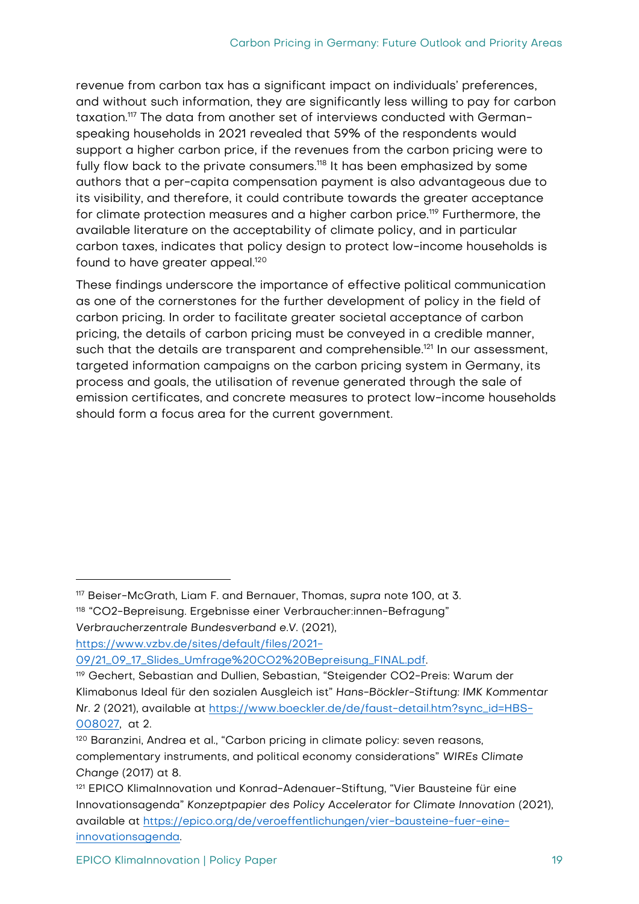revenue from carbon tax has a significant impact on individuals' preferences, and without such information, they are significantly less willing to pay for carbon taxation.[117] The data from another set of interviews conducted with German-speaking households in 2021 revealed that 59% of the respondents would support a higher carbon price, if the revenues from the carbon pricing were to fully flow back to the private consumers.[118] It has been emphasized by some authors that a per-capita compensation payment is also advantageous due to its visibility, and therefore, it could contribute towards the greater acceptance for climate protection measures and a higher carbon price.[119] Furthermore, the available literature on the acceptability of climate policy, and in particular carbon taxes, indicates that policy design to protect low-income households is found to have greater appeal.[120]

These findings underscore the importance of effective political communication as one of the cornerstones for the further development of policy in the field of carbon pricing. In order to facilitate greater societal acceptance of carbon pricing, the details of carbon pricing must be conveyed in a credible manner, such that the details are transparent and comprehensible.[121] In our assessment, targeted information campaigns on the carbon pricing system in Germany, its process and goals, the utilisation of revenue generated through the sale of emission certificates, and concrete measures to protect low-income households should form a focus area for the current government.

---

[117] Beiser-McGrath, Liam F. and Bernauer, Thomas, *supra* note 100, at 3.

[118] "CO2-Bepreisung. Ergebnisse einer Verbraucher:innen-Befragung" *Verbraucherzentrale Bundesverband e.V.* (2021), https://www.vzbv.de/sites/default/files/2021-09/21_09_17_Slides_Umfrage%20CO2%20Bepreisung_FINAL.pdf.

[119] Gechert, Sebastian and Dullien, Sebastian, "Steigender CO2-Preis: Warum der Klimabonus Ideal für den sozialen Ausgleich ist" *Hans-Böckler-Stiftung: IMK Kommentar Nr. 2* (2021), available at https://www.boeckler.de/de/faust-detail.htm?sync_id=HBS-008027, at 2.

[120] Baranzini, Andrea et al., "Carbon pricing in climate policy: seven reasons, complementary instruments, and political economy considerations" *WIREs Climate Change* (2017) at 8.

[121] EPICO KlimaInnovation und Konrad-Adenauer-Stiftung, "Vier Bausteine für eine Innovationsagenda" *Konzeptpapier des Policy Accelerator for Climate Innovation* (2021), available at https://epico.org/de/veroeffentlichungen/vier-bausteine-fuer-eine-innovationsagenda.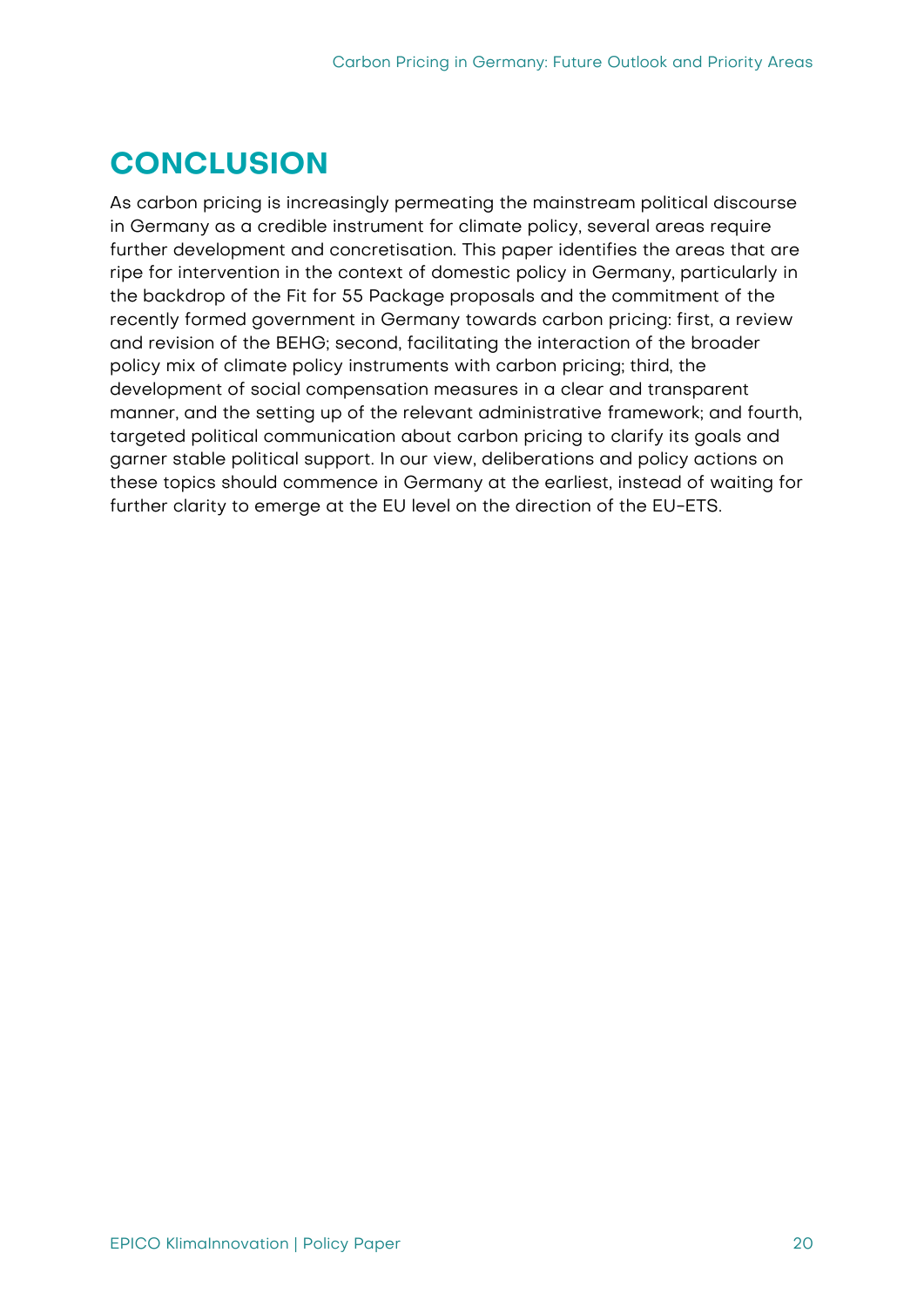# CONCLUSION

As carbon pricing is increasingly permeating the mainstream political discourse in Germany as a credible instrument for climate policy, several areas require further development and concretisation. This paper identifies the areas that are ripe for intervention in the context of domestic policy in Germany, particularly in the backdrop of the Fit for 55 Package proposals and the commitment of the recently formed government in Germany towards carbon pricing: first, a review and revision of the BEHG; second, facilitating the interaction of the broader policy mix of climate policy instruments with carbon pricing; third, the development of social compensation measures in a clear and transparent manner, and the setting up of the relevant administrative framework; and fourth, targeted political communication about carbon pricing to clarify its goals and garner stable political support. In our view, deliberations and policy actions on these topics should commence in Germany at the earliest, instead of waiting for further clarity to emerge at the EU level on the direction of the EU-ETS.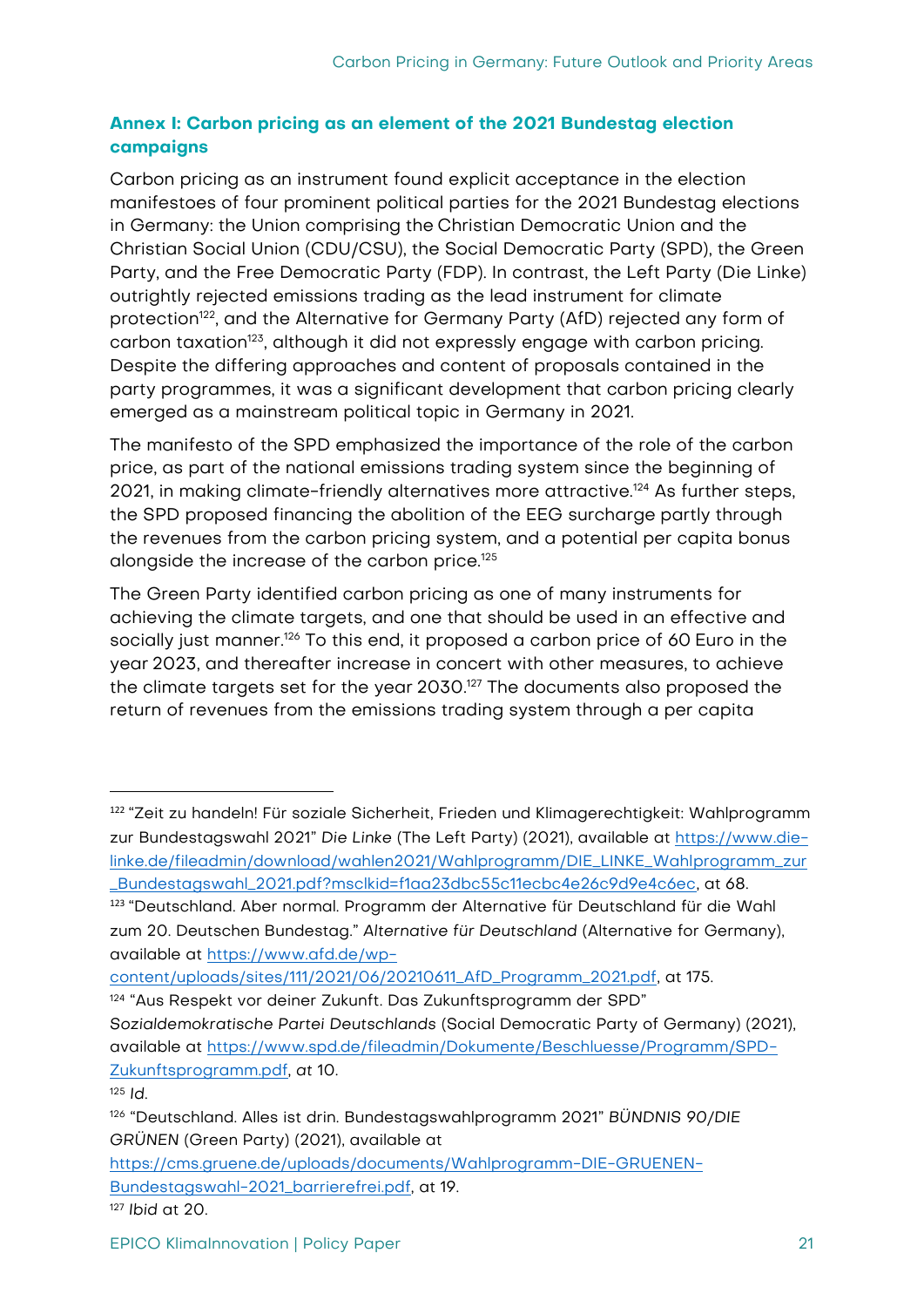### Annex I: Carbon pricing as an element of the 2021 Bundestag election campaigns

Carbon pricing as an instrument found explicit acceptance in the election manifestoes of four prominent political parties for the 2021 Bundestag elections in Germany: the Union comprising the Christian Democratic Union and the Christian Social Union (CDU/CSU), the Social Democratic Party (SPD), the Green Party, and the Free Democratic Party (FDP). In contrast, the Left Party (Die Linke) outrightly rejected emissions trading as the lead instrument for climate protection[122], and the Alternative for Germany Party (AfD) rejected any form of carbon taxation[123], although it did not expressly engage with carbon pricing. Despite the differing approaches and content of proposals contained in the party programmes, it was a significant development that carbon pricing clearly emerged as a mainstream political topic in Germany in 2021.

The manifesto of the SPD emphasized the importance of the role of the carbon price, as part of the national emissions trading system since the beginning of 2021, in making climate-friendly alternatives more attractive.[124] As further steps, the SPD proposed financing the abolition of the EEG surcharge partly through the revenues from the carbon pricing system, and a potential per capita bonus alongside the increase of the carbon price.[125]

The Green Party identified carbon pricing as one of many instruments for achieving the climate targets, and one that should be used in an effective and socially just manner.[126] To this end, it proposed a carbon price of 60 Euro in the year 2023, and thereafter increase in concert with other measures, to achieve the climate targets set for the year 2030.[127] The documents also proposed the return of revenues from the emissions trading system through a per capita

---

[122] "Zeit zu handeln! Für soziale Sicherheit, Frieden und Klimagerechtigkeit: Wahlprogramm zur Bundestagswahl 2021" *Die Linke* (The Left Party) (2021), available at https://www.die-linke.de/fileadmin/download/wahlen2021/Wahlprogramm/DIE_LINKE_Wahlprogramm_zur_Bundestagswahl_2021.pdf?msclkid=f1aa23dbc55c11ecbc4e26c9d9e4c6ec, at 68.

[123] "Deutschland. Aber normal. Programm der Alternative für Deutschland für die Wahl zum 20. Deutschen Bundestag." *Alternative für Deutschland* (Alternative for Germany), available at https://www.afd.de/wp-content/uploads/sites/111/2021/06/20210611_AfD_Programm_2021.pdf, at 175.

[124] "Aus Respekt vor deiner Zukunft. Das Zukunftsprogramm der SPD" *Sozialdemokratische Partei Deutschlands* (Social Democratic Party of Germany) (2021), available at https://www.spd.de/fileadmin/Dokumente/Beschluesse/Programm/SPD-Zukunftsprogramm.pdf, *at* 10.

[125] *Id*.

[126] "Deutschland. Alles ist drin. Bundestagswahlprogramm 2021" *BÜNDNIS 90/DIE GRÜNEN* (Green Party) (2021), available at https://cms.gruene.de/uploads/documents/Wahlprogramm-DIE-GRUENEN-Bundestagswahl-2021_barrierefrei.pdf, at 19.

[127] *Ibid* at 20.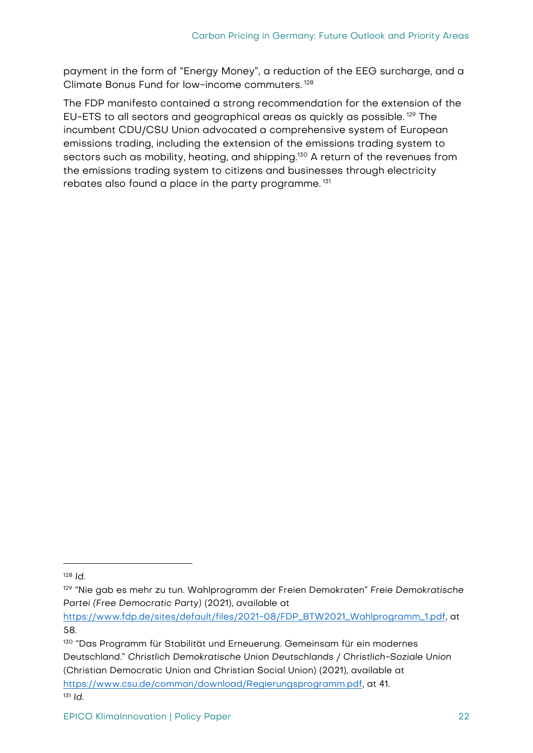payment in the form of “Energy Money”, a reduction of the EEG surcharge, and a Climate Bonus Fund for low-income commuters.[128]

The FDP manifesto contained a strong recommendation for the extension of the EU-ETS to all sectors and geographical areas as quickly as possible.[129] The incumbent CDU/CSU Union advocated a comprehensive system of European emissions trading, including the extension of the emissions trading system to sectors such as mobility, heating, and shipping.[130] A return of the revenues from the emissions trading system to citizens and businesses through electricity rebates also found a place in the party programme.[131]

---

[128] *Id.*

[129] “Nie gab es mehr zu tun. Wahlprogramm der Freien Demokraten” *Freie Demokratische Partei (Free Democratic Party)* (2021), available at https://www.fdp.de/sites/default/files/2021-08/FDP_BTW2021_Wahlprogramm_1.pdf, at 58.

[130] “Das Programm für Stabilität und Erneuerung. Gemeinsam für ein modernes Deutschland.” *Christlich Demokratische Union Deutschlands / Christlich-Soziale Union* (Christian Democratic Union and Christian Social Union) (2021), available at https://www.csu.de/common/download/Regierungsprogramm.pdf, at 41.

[131] *Id.*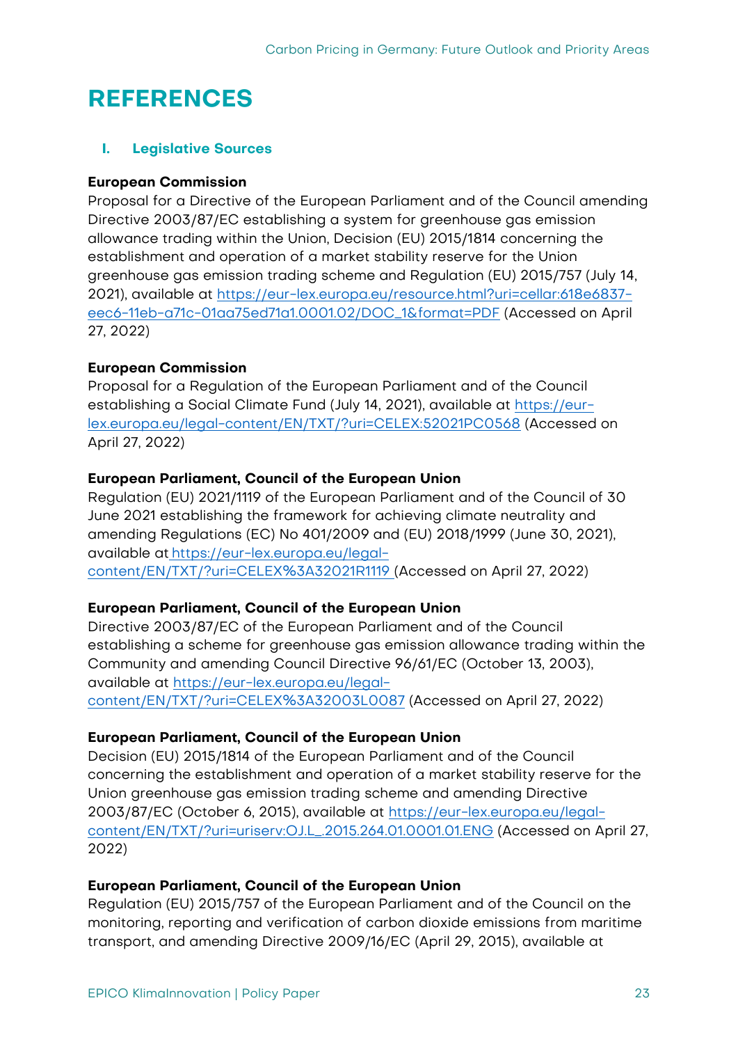# REFERENCES

## I. Legislative Sources

**European Commission**
Proposal for a Directive of the European Parliament and of the Council amending Directive 2003/87/EC establishing a system for greenhouse gas emission allowance trading within the Union, Decision (EU) 2015/1814 concerning the establishment and operation of a market stability reserve for the Union greenhouse gas emission trading scheme and Regulation (EU) 2015/757 (July 14, 2021), available at https://eur-lex.europa.eu/resource.html?uri=cellar:618e6837-eec6-11eb-a71c-01aa75ed71a1.0001.02/DOC_1&format=PDF (Accessed on April 27, 2022)

**European Commission**
Proposal for a Regulation of the European Parliament and of the Council establishing a Social Climate Fund (July 14, 2021), available at https://eur-lex.europa.eu/legal-content/EN/TXT/?uri=CELEX:52021PC0568 (Accessed on April 27, 2022)

**European Parliament, Council of the European Union**
Regulation (EU) 2021/1119 of the European Parliament and of the Council of 30 June 2021 establishing the framework for achieving climate neutrality and amending Regulations (EC) No 401/2009 and (EU) 2018/1999 (June 30, 2021), available at https://eur-lex.europa.eu/legal-content/EN/TXT/?uri=CELEX%3A32021R1119 (Accessed on April 27, 2022)

**European Parliament, Council of the European Union**
Directive 2003/87/EC of the European Parliament and of the Council establishing a scheme for greenhouse gas emission allowance trading within the Community and amending Council Directive 96/61/EC (October 13, 2003), available at https://eur-lex.europa.eu/legal-content/EN/TXT/?uri=CELEX%3A32003L0087 (Accessed on April 27, 2022)

**European Parliament, Council of the European Union**
Decision (EU) 2015/1814 of the European Parliament and of the Council concerning the establishment and operation of a market stability reserve for the Union greenhouse gas emission trading scheme and amending Directive 2003/87/EC (October 6, 2015), available at https://eur-lex.europa.eu/legal-content/EN/TXT/?uri=uriserv:OJ.L_.2015.264.01.0001.01.ENG (Accessed on April 27, 2022)

**European Parliament, Council of the European Union**
Regulation (EU) 2015/757 of the European Parliament and of the Council on the monitoring, reporting and verification of carbon dioxide emissions from maritime transport, and amending Directive 2009/16/EC (April 29, 2015), available at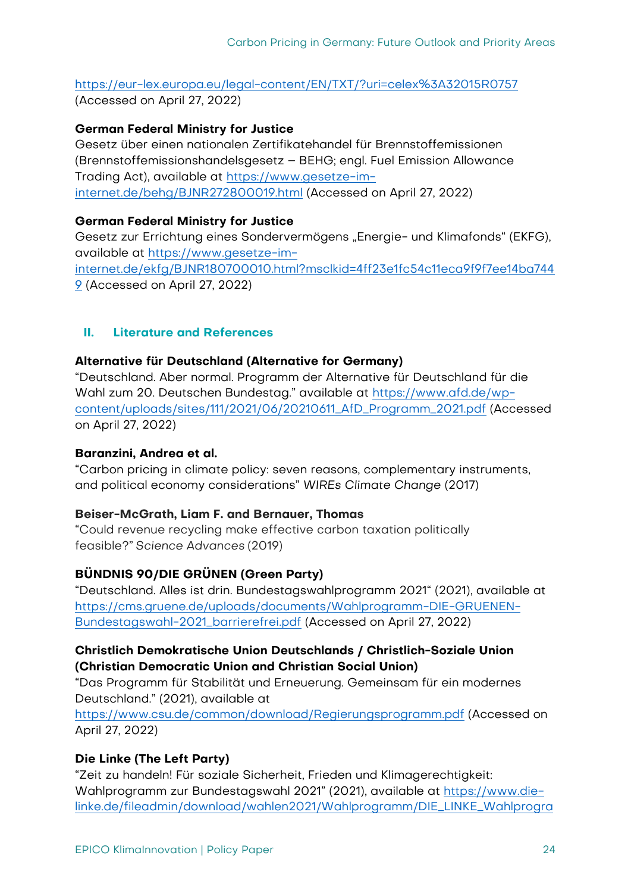https://eur-lex.europa.eu/legal-content/EN/TXT/?uri=celex%3A32015R0757 (Accessed on April 27, 2022)

**German Federal Ministry for Justice**
Gesetz über einen nationalen Zertifikatehandel für Brennstoffemissionen (Brennstoffemissionshandelsgesetz – BEHG; engl. Fuel Emission Allowance Trading Act), available at https://www.gesetze-im-internet.de/behg/BJNR272800019.html (Accessed on April 27, 2022)

**German Federal Ministry for Justice**
Gesetz zur Errichtung eines Sondervermögens „Energie- und Klimafonds" (EKFG), available at https://www.gesetze-im-internet.de/ekfg/BJNR180700010.html?msclkid=4ff23e1fc54c11eca9f9f7ee14ba7449 (Accessed on April 27, 2022)

## II. Literature and References

**Alternative für Deutschland (Alternative for Germany)**
"Deutschland. Aber normal. Programm der Alternative für Deutschland für die Wahl zum 20. Deutschen Bundestag." available at https://www.afd.de/wp-content/uploads/sites/111/2021/06/20210611_AfD_Programm_2021.pdf (Accessed on April 27, 2022)

**Baranzini, Andrea et al.**
"Carbon pricing in climate policy: seven reasons, complementary instruments, and political economy considerations" *WIREs Climate Change* (2017)

**Beiser-McGrath, Liam F. and Bernauer, Thomas**
"Could revenue recycling make effective carbon taxation politically feasible?" *Science Advances* (2019)

**BÜNDNIS 90/DIE GRÜNEN (Green Party)**
"Deutschland. Alles ist drin. Bundestagswahlprogramm 2021" (2021), available at https://cms.gruene.de/uploads/documents/Wahlprogramm-DIE-GRUENEN-Bundestagswahl-2021_barrierefrei.pdf (Accessed on April 27, 2022)

**Christlich Demokratische Union Deutschlands / Christlich-Soziale Union (Christian Democratic Union and Christian Social Union)**
"Das Programm für Stabilität und Erneuerung. Gemeinsam für ein modernes Deutschland." (2021), available at https://www.csu.de/common/download/Regierungsprogramm.pdf (Accessed on April 27, 2022)

**Die Linke (The Left Party)**
"Zeit zu handeln! Für soziale Sicherheit, Frieden und Klimagerechtigkeit: Wahlprogramm zur Bundestagswahl 2021" (2021), available at https://www.die-linke.de/fileadmin/download/wahlen2021/Wahlprogramm/DIE_LINKE_Wahlprogra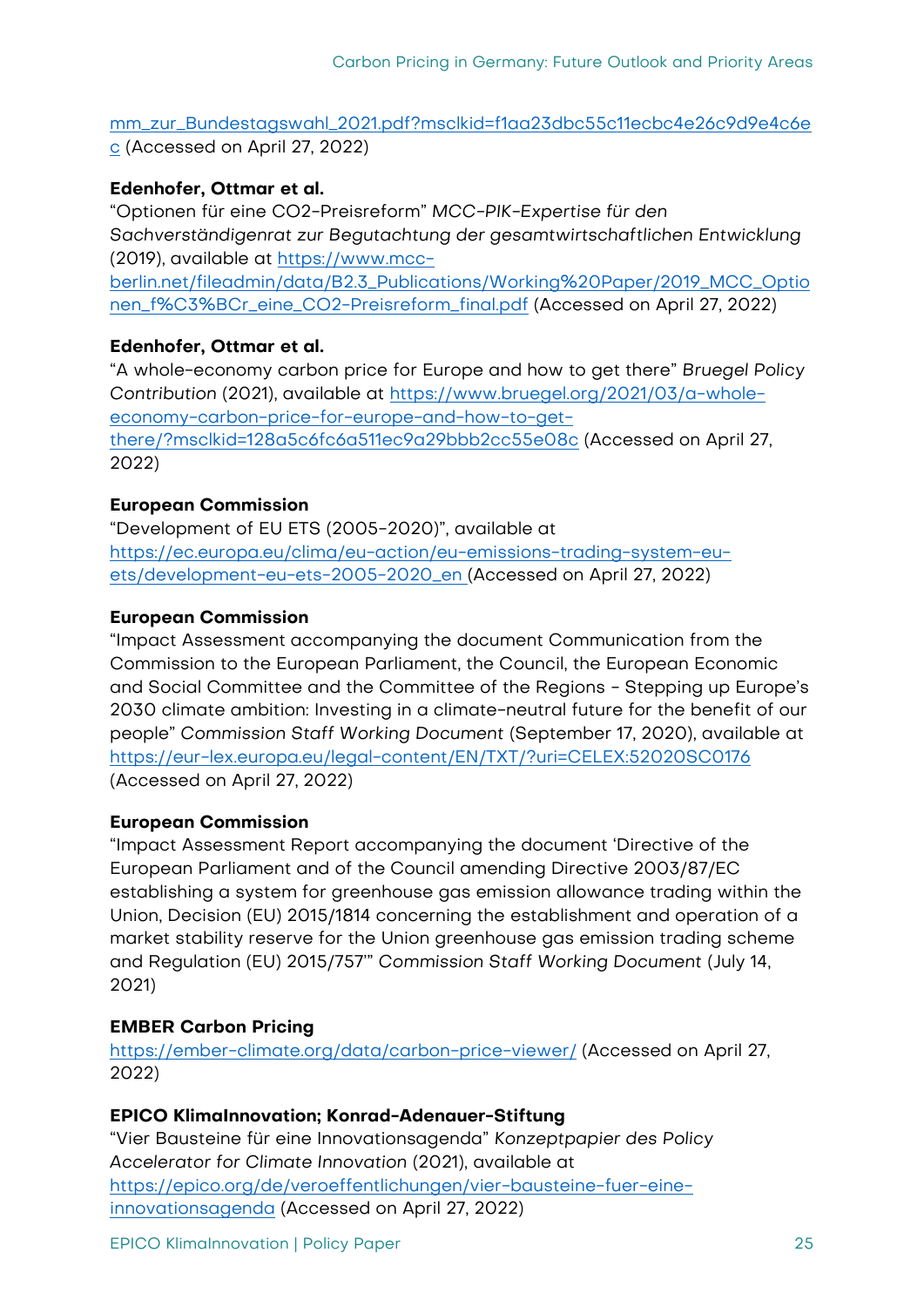mm_zur_Bundestagswahl_2021.pdf?msclkid=f1aa23dbc55c11ecbc4e26c9d9e4c6ec (Accessed on April 27, 2022)

**Edenhofer, Ottmar et al.**
"Optionen für eine CO2-Preisreform" *MCC-PIK-Expertise für den Sachverständigenrat zur Begutachtung der gesamtwirtschaftlichen Entwicklung* (2019), available at https://www.mcc-berlin.net/fileadmin/data/B2.3_Publications/Working%20Paper/2019_MCC_Optionen_f%C3%BCr_eine_CO2-Preisreform_final.pdf (Accessed on April 27, 2022)

**Edenhofer, Ottmar et al.**
"A whole-economy carbon price for Europe and how to get there" *Bruegel Policy Contribution* (2021), available at https://www.bruegel.org/2021/03/a-whole-economy-carbon-price-for-europe-and-how-to-get-there/?msclkid=128a5c6fc6a511ec9a29bbb2cc55e08c (Accessed on April 27, 2022)

**European Commission**
"Development of EU ETS (2005-2020)", available at https://ec.europa.eu/clima/eu-action/eu-emissions-trading-system-eu-ets/development-eu-ets-2005-2020_en (Accessed on April 27, 2022)

**European Commission**
"Impact Assessment accompanying the document Communication from the Commission to the European Parliament, the Council, the European Economic and Social Committee and the Committee of the Regions - Stepping up Europe's 2030 climate ambition: Investing in a climate-neutral future for the benefit of our people" *Commission Staff Working Document* (September 17, 2020), available at https://eur-lex.europa.eu/legal-content/EN/TXT/?uri=CELEX:52020SC0176 (Accessed on April 27, 2022)

**European Commission**
"Impact Assessment Report accompanying the document 'Directive of the European Parliament and of the Council amending Directive 2003/87/EC establishing a system for greenhouse gas emission allowance trading within the Union, Decision (EU) 2015/1814 concerning the establishment and operation of a market stability reserve for the Union greenhouse gas emission trading scheme and Regulation (EU) 2015/757'" *Commission Staff Working Document* (July 14, 2021)

**EMBER Carbon Pricing**
https://ember-climate.org/data/carbon-price-viewer/ (Accessed on April 27, 2022)

**EPICO KlimaInnovation; Konrad-Adenauer-Stiftung**
"Vier Bausteine für eine Innovationsagenda" *Konzeptpapier des Policy Accelerator for Climate Innovation* (2021), available at https://epico.org/de/veroeffentlichungen/vier-bausteine-fuer-eine-innovationsagenda (Accessed on April 27, 2022)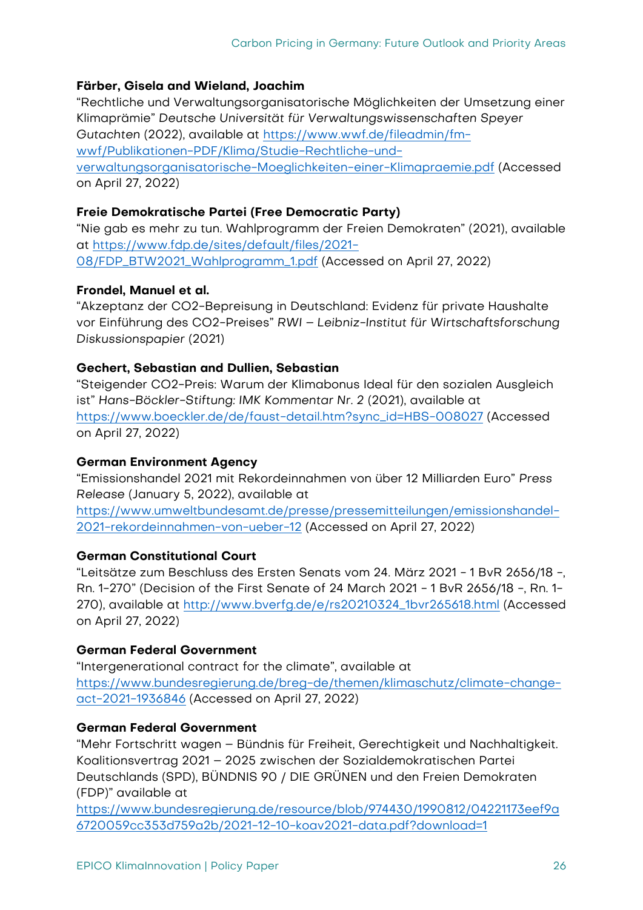**Färber, Gisela and Wieland, Joachim**
"Rechtliche und Verwaltungsorganisatorische Möglichkeiten der Umsetzung einer Klimaprämie" *Deutsche Universität für Verwaltungswissenschaften Speyer Gutachten* (2022), available at https://www.wwf.de/fileadmin/fm-wwf/Publikationen-PDF/Klima/Studie-Rechtliche-und-verwaltungsorganisatorische-Moeglichkeiten-einer-Klimapraemie.pdf (Accessed on April 27, 2022)

**Freie Demokratische Partei (Free Democratic Party)**
"Nie gab es mehr zu tun. Wahlprogramm der Freien Demokraten" (2021), available at https://www.fdp.de/sites/default/files/2021-08/FDP_BTW2021_Wahlprogramm_1.pdf (Accessed on April 27, 2022)

**Frondel, Manuel et al.**
"Akzeptanz der CO2-Bepreisung in Deutschland: Evidenz für private Haushalte vor Einführung des CO2-Preises" *RWI – Leibniz-Institut für Wirtschaftsforschung Diskussionspapier* (2021)

**Gechert, Sebastian and Dullien, Sebastian**
"Steigender CO2-Preis: Warum der Klimabonus Ideal für den sozialen Ausgleich ist" *Hans-Böckler-Stiftung: IMK Kommentar Nr. 2* (2021), available at https://www.boeckler.de/de/faust-detail.htm?sync_id=HBS-008027 (Accessed on April 27, 2022)

**German Environment Agency**
"Emissionshandel 2021 mit Rekordeinnahmen von über 12 Milliarden Euro" *Press Release* (January 5, 2022), available at https://www.umweltbundesamt.de/presse/pressemitteilungen/emissionshandel-2021-rekordeinnahmen-von-ueber-12 (Accessed on April 27, 2022)

**German Constitutional Court**
"Leitsätze zum Beschluss des Ersten Senats vom 24. März 2021 - 1 BvR 2656/18 -, Rn. 1-270" (Decision of the First Senate of 24 March 2021 - 1 BvR 2656/18 -, Rn. 1-270), available at http://www.bverfg.de/e/rs20210324_1bvr265618.html (Accessed on April 27, 2022)

**German Federal Government**
"Intergenerational contract for the climate", available at https://www.bundesregierung.de/breg-de/themen/klimaschutz/climate-change-act-2021-1936846 (Accessed on April 27, 2022)

**German Federal Government**
"Mehr Fortschritt wagen – Bündnis für Freiheit, Gerechtigkeit und Nachhaltigkeit. Koalitionsvertrag 2021 – 2025 zwischen der Sozialdemokratischen Partei Deutschlands (SPD), BÜNDNIS 90 / DIE GRÜNEN und den Freien Demokraten (FDP)" available at https://www.bundesregierung.de/resource/blob/974430/1990812/04221173eef9a6720059cc353d759a2b/2021-12-10-koav2021-data.pdf?download=1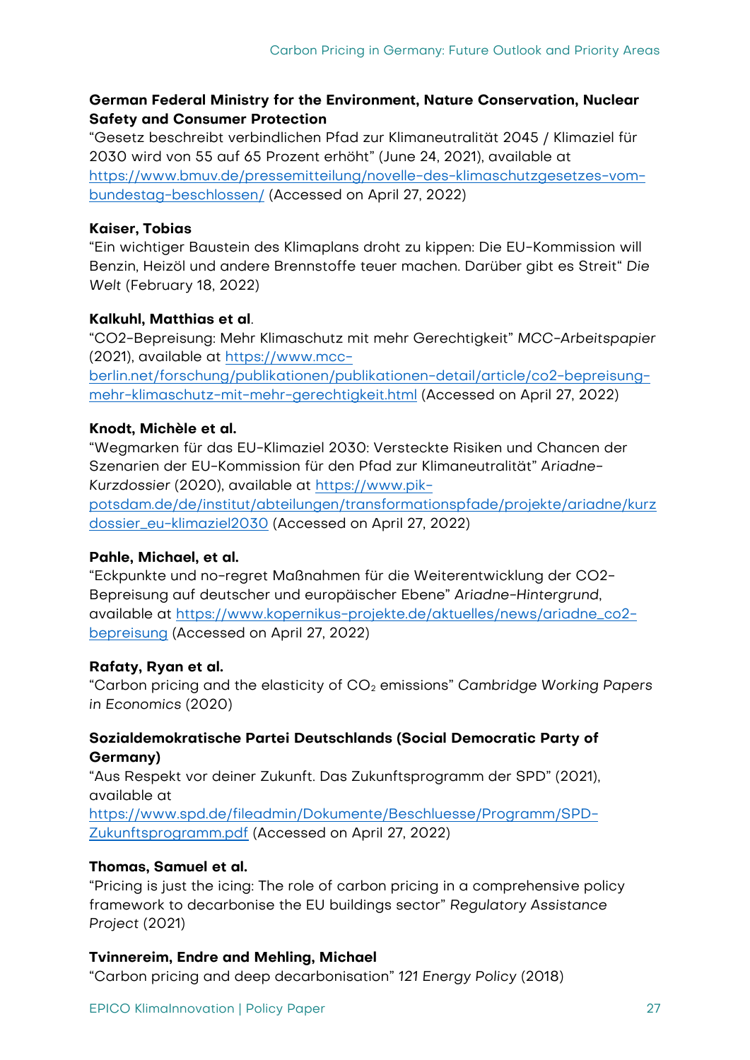**German Federal Ministry for the Environment, Nature Conservation, Nuclear Safety and Consumer Protection**
"Gesetz beschreibt verbindlichen Pfad zur Klimaneutralität 2045 / Klimaziel für 2030 wird von 55 auf 65 Prozent erhöht" (June 24, 2021), available at https://www.bmuv.de/pressemitteilung/novelle-des-klimaschutzgesetzes-vom-bundestag-beschlossen/ (Accessed on April 27, 2022)

**Kaiser, Tobias**
"Ein wichtiger Baustein des Klimaplans droht zu kippen: Die EU-Kommission will Benzin, Heizöl und andere Brennstoffe teuer machen. Darüber gibt es Streit" *Die Welt* (February 18, 2022)

**Kalkuhl, Matthias et al**.
"CO2-Bepreisung: Mehr Klimaschutz mit mehr Gerechtigkeit" *MCC-Arbeitspapier* (2021), available at https://www.mcc-berlin.net/forschung/publikationen/publikationen-detail/article/co2-bepreisung-mehr-klimaschutz-mit-mehr-gerechtigkeit.html (Accessed on April 27, 2022)

**Knodt, Michèle et al.**
"Wegmarken für das EU-Klimaziel 2030: Versteckte Risiken und Chancen der Szenarien der EU-Kommission für den Pfad zur Klimaneutralität" *Ariadne-Kurzdossier* (2020), available at https://www.pik-potsdam.de/de/institut/abteilungen/transformationspfade/projekte/ariadne/kurzdossier_eu-klimaziel2030 (Accessed on April 27, 2022)

**Pahle, Michael, et al.**
"Eckpunkte und no-regret Maßnahmen für die Weiterentwicklung der CO2-Bepreisung auf deutscher und europäischer Ebene" *Ariadne-Hintergrund*, available at https://www.kopernikus-projekte.de/aktuelles/news/ariadne_co2-bepreisung (Accessed on April 27, 2022)

**Rafaty, Ryan et al.**
"Carbon pricing and the elasticity of $CO_2$ emissions" *Cambridge Working Papers in Economics* (2020)

**Sozialdemokratische Partei Deutschlands (Social Democratic Party of Germany)**
"Aus Respekt vor deiner Zukunft. Das Zukunftsprogramm der SPD" (2021), available at https://www.spd.de/fileadmin/Dokumente/Beschluesse/Programm/SPD-Zukunftsprogramm.pdf (Accessed on April 27, 2022)

**Thomas, Samuel et al.**
"Pricing is just the icing: The role of carbon pricing in a comprehensive policy framework to decarbonise the EU buildings sector" *Regulatory Assistance Project* (2021)

**Tvinnereim, Endre and Mehling, Michael**
"Carbon pricing and deep decarbonisation" *121 Energy Policy* (2018)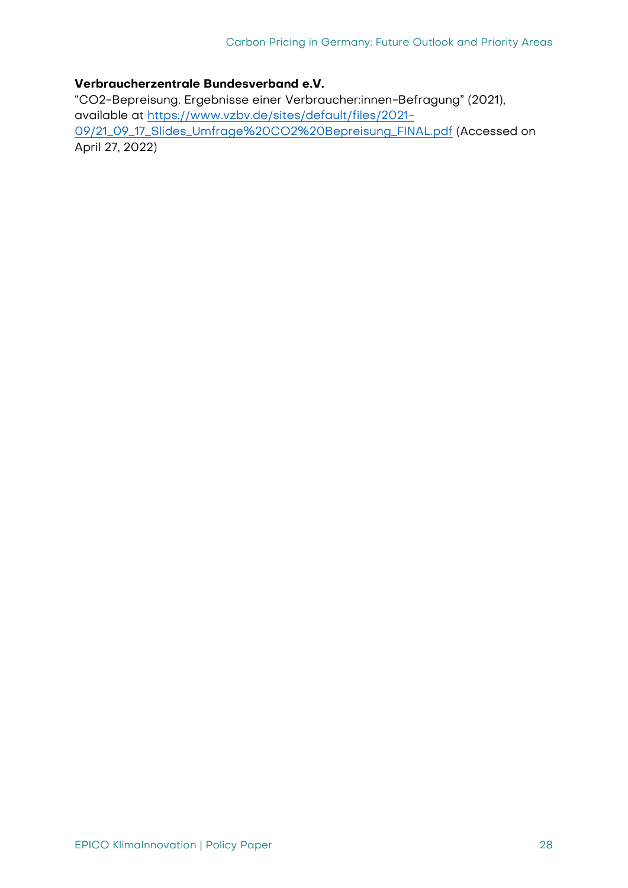**Verbraucherzentrale Bundesverband e.V.**
"CO2-Bepreisung. Ergebnisse einer Verbraucher:innen-Befragung" (2021), available at https://www.vzbv.de/sites/default/files/2021-09/21_09_17_Slides_Umfrage%20CO2%20Bepreisung_FINAL.pdf (Accessed on April 27, 2022)